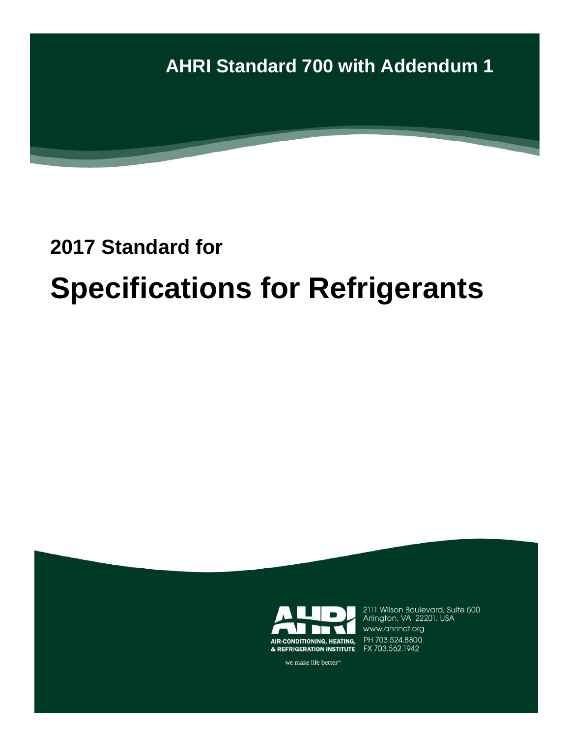**AHRI Standard 700 with Addendum 1**

## 2017 Standard for

# Specifications for Refrigerants

AIR-CONDITIONING, HEATING, & REFRIGERATION INSTITUTE

we make life better™

2111 Wilson Boulevard, Suite 500
Arlington, VA 22201, USA
www.ahrinet.org
PH 703.524.8800
FX 703.562.1942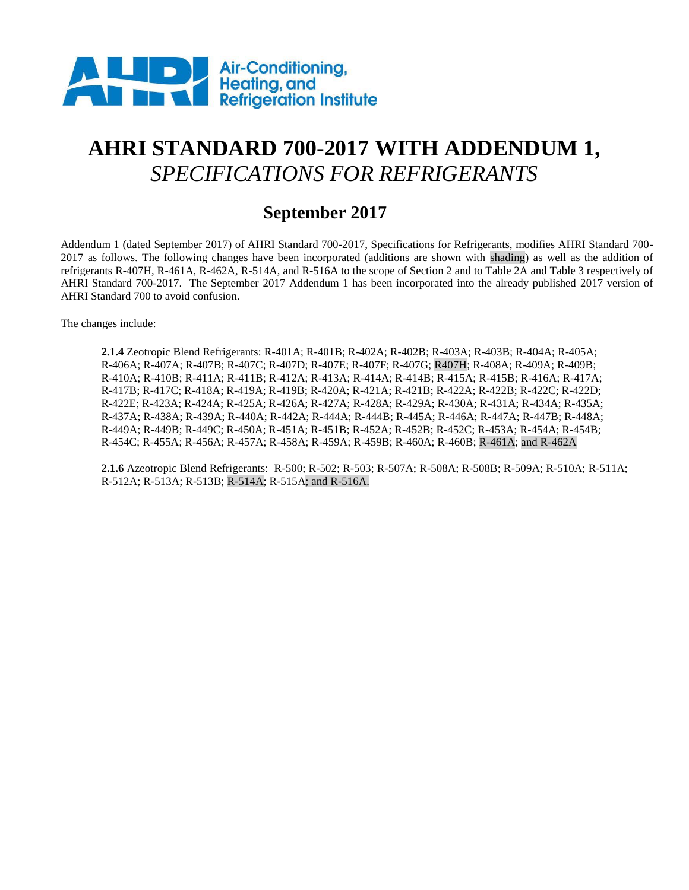Air-Conditioning, Heating, and Refrigeration Institute

# AHRI STANDARD 700-2017 WITH ADDENDUM 1, *SPECIFICATIONS FOR REFRIGERANTS*

## September 2017

Addendum 1 (dated September 2017) of AHRI Standard 700-2017, Specifications for Refrigerants, modifies AHRI Standard 700-2017 as follows. The following changes have been incorporated (additions are shown with shading) as well as the addition of refrigerants R-407H, R-461A, R-462A, R-514A, and R-516A to the scope of Section 2 and to Table 2A and Table 3 respectively of AHRI Standard 700-2017. The September 2017 Addendum 1 has been incorporated into the already published 2017 version of AHRI Standard 700 to avoid confusion.

The changes include:

**2.1.4** Zeotropic Blend Refrigerants: R-401A; R-401B; R-402A; R-402B; R-403A; R-403B; R-404A; R-405A; R-406A; R-407A; R-407B; R-407C; R-407D; R-407E; R-407F; R-407G; R407H; R-408A; R-409A; R-409B; R-410A; R-410B; R-411A; R-411B; R-412A; R-413A; R-414A; R-414B; R-415A; R-415B; R-416A; R-417A; R-417B; R-417C; R-418A; R-419A; R-419B; R-420A; R-421A; R-421B; R-422A; R-422B; R-422C; R-422D; R-422E; R-423A; R-424A; R-425A; R-426A; R-427A; R-428A; R-429A; R-430A; R-431A; R-434A; R-435A; R-437A; R-438A; R-439A; R-440A; R-442A; R-444A; R-444B; R-445A; R-446A; R-447A; R-447B; R-448A; R-449A; R-449B; R-449C; R-450A; R-451A; R-451B; R-452A; R-452B; R-452C; R-453A; R-454A; R-454B; R-454C; R-455A; R-456A; R-457A; R-458A; R-459A; R-459B; R-460A; R-460B; R-461A; and R-462A

**2.1.6** Azeotropic Blend Refrigerants: R-500; R-502; R-503; R-507A; R-508A; R-508B; R-509A; R-510A; R-511A; R-512A; R-513A; R-513B; R-514A; R-515A; and R-516A.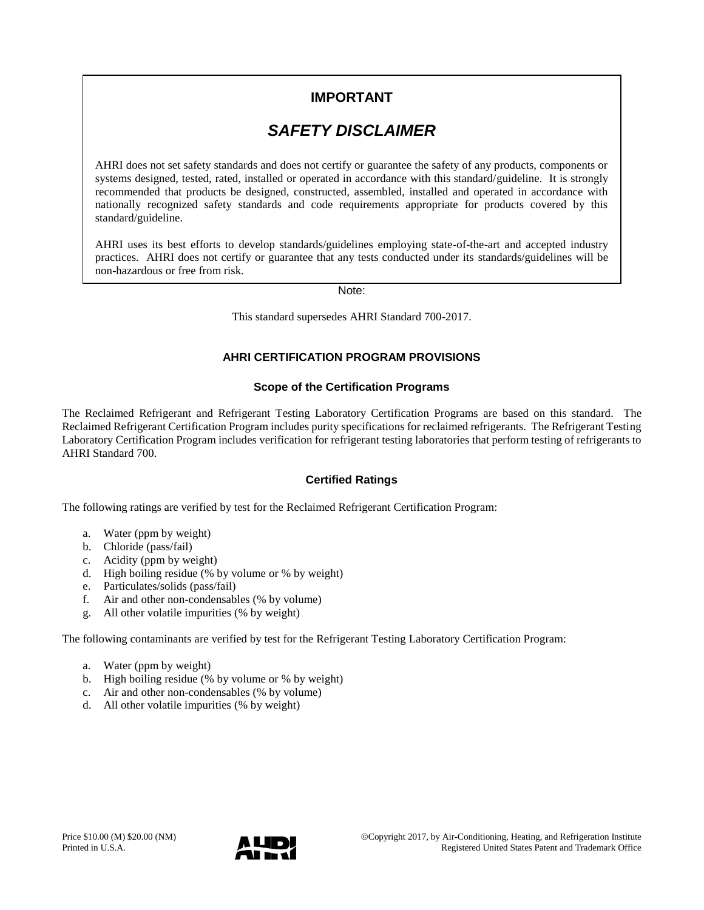## IMPORTANT

## *SAFETY DISCLAIMER*

AHRI does not set safety standards and does not certify or guarantee the safety of any products, components or systems designed, tested, rated, installed or operated in accordance with this standard/guideline. It is strongly recommended that products be designed, constructed, assembled, installed and operated in accordance with nationally recognized safety standards and code requirements appropriate for products covered by this standard/guideline.

AHRI uses its best efforts to develop standards/guidelines employing state-of-the-art and accepted industry practices. AHRI does not certify or guarantee that any tests conducted under its standards/guidelines will be non-hazardous or free from risk.

Note:

This standard supersedes AHRI Standard 700-2017.

### AHRI CERTIFICATION PROGRAM PROVISIONS

#### Scope of the Certification Programs

The Reclaimed Refrigerant and Refrigerant Testing Laboratory Certification Programs are based on this standard. The Reclaimed Refrigerant Certification Program includes purity specifications for reclaimed refrigerants. The Refrigerant Testing Laboratory Certification Program includes verification for refrigerant testing laboratories that perform testing of refrigerants to AHRI Standard 700.

#### Certified Ratings

The following ratings are verified by test for the Reclaimed Refrigerant Certification Program:

a. Water (ppm by weight)
b. Chloride (pass/fail)
c. Acidity (ppm by weight)
d. High boiling residue (% by volume or % by weight)
e. Particulates/solids (pass/fail)
f. Air and other non-condensables (% by volume)
g. All other volatile impurities (% by weight)

The following contaminants are verified by test for the Refrigerant Testing Laboratory Certification Program:

a. Water (ppm by weight)
b. High boiling residue (% by volume or % by weight)
c. Air and other non-condensables (% by volume)
d. All other volatile impurities (% by weight)

Price $10.00 (M) $20.00 (NM)
Printed in U.S.A.

©Copyright 2017, by Air-Conditioning, Heating, and Refrigeration Institute
Registered United States Patent and Trademark Office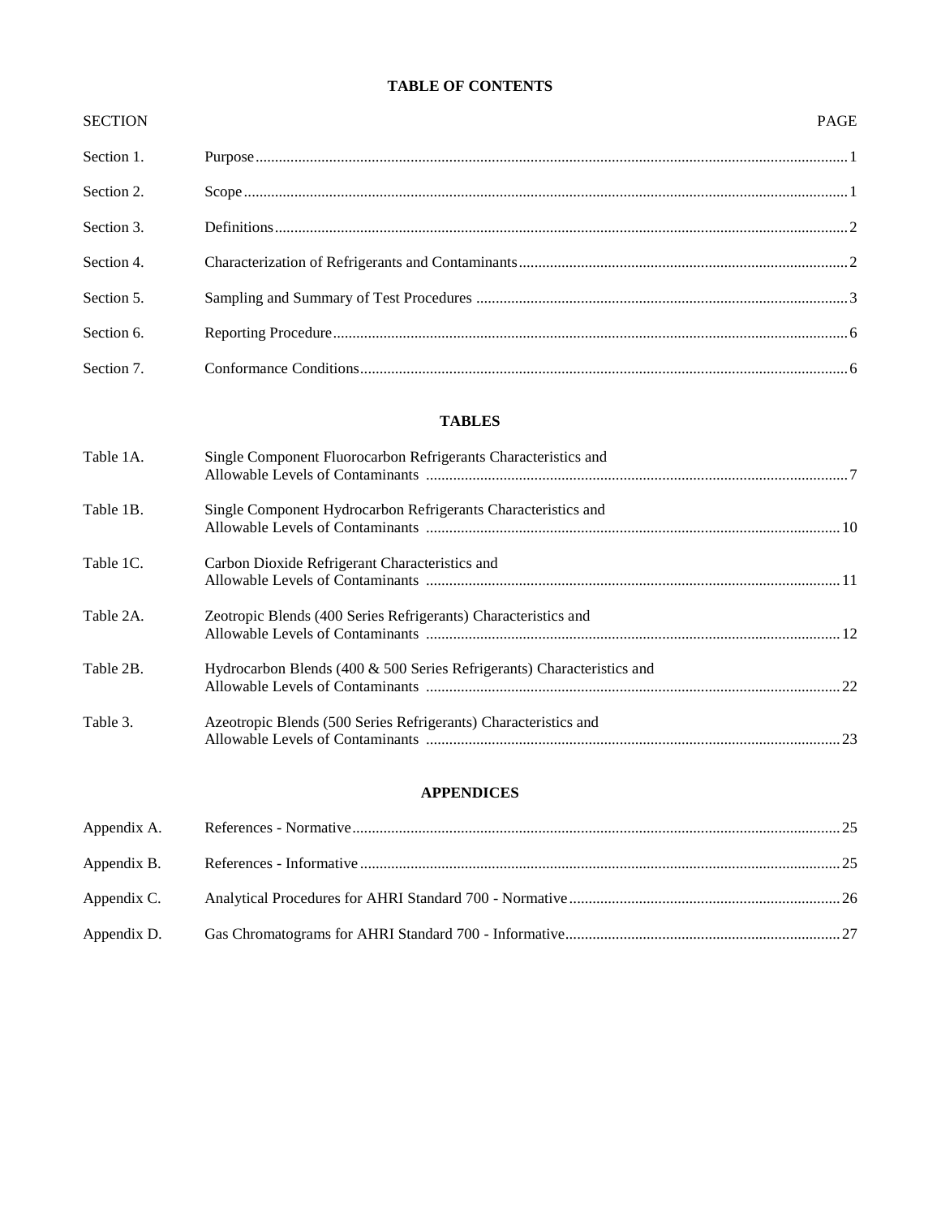# TABLE OF CONTENTS

| SECTION | | PAGE |
|---|---|---|
| Section 1. | Purpose | 1 |
| Section 2. | Scope | 1 |
| Section 3. | Definitions | 2 |
| Section 4. | Characterization of Refrigerants and Contaminants | 2 |
| Section 5. | Sampling and Summary of Test Procedures | 3 |
| Section 6. | Reporting Procedure | 6 |
| Section 7. | Conformance Conditions | 6 |

## TABLES

| | | |
|---|---|---|
| Table 1A. | Single Component Fluorocarbon Refrigerants Characteristics and Allowable Levels of Contaminants | 7 |
| Table 1B. | Single Component Hydrocarbon Refrigerants Characteristics and Allowable Levels of Contaminants | 10 |
| Table 1C. | Carbon Dioxide Refrigerant Characteristics and Allowable Levels of Contaminants | 11 |
| Table 2A. | Zeotropic Blends (400 Series Refrigerants) Characteristics and Allowable Levels of Contaminants | 12 |
| Table 2B. | Hydrocarbon Blends (400 & 500 Series Refrigerants) Characteristics and Allowable Levels of Contaminants | 22 |
| Table 3. | Azeotropic Blends (500 Series Refrigerants) Characteristics and Allowable Levels of Contaminants | 23 |

## APPENDICES

| | | |
|---|---|---|
| Appendix A. | References - Normative | 25 |
| Appendix B. | References - Informative | 25 |
| Appendix C. | Analytical Procedures for AHRI Standard 700 - Normative | 26 |
| Appendix D. | Gas Chromatograms for AHRI Standard 700 - Informative | 27 |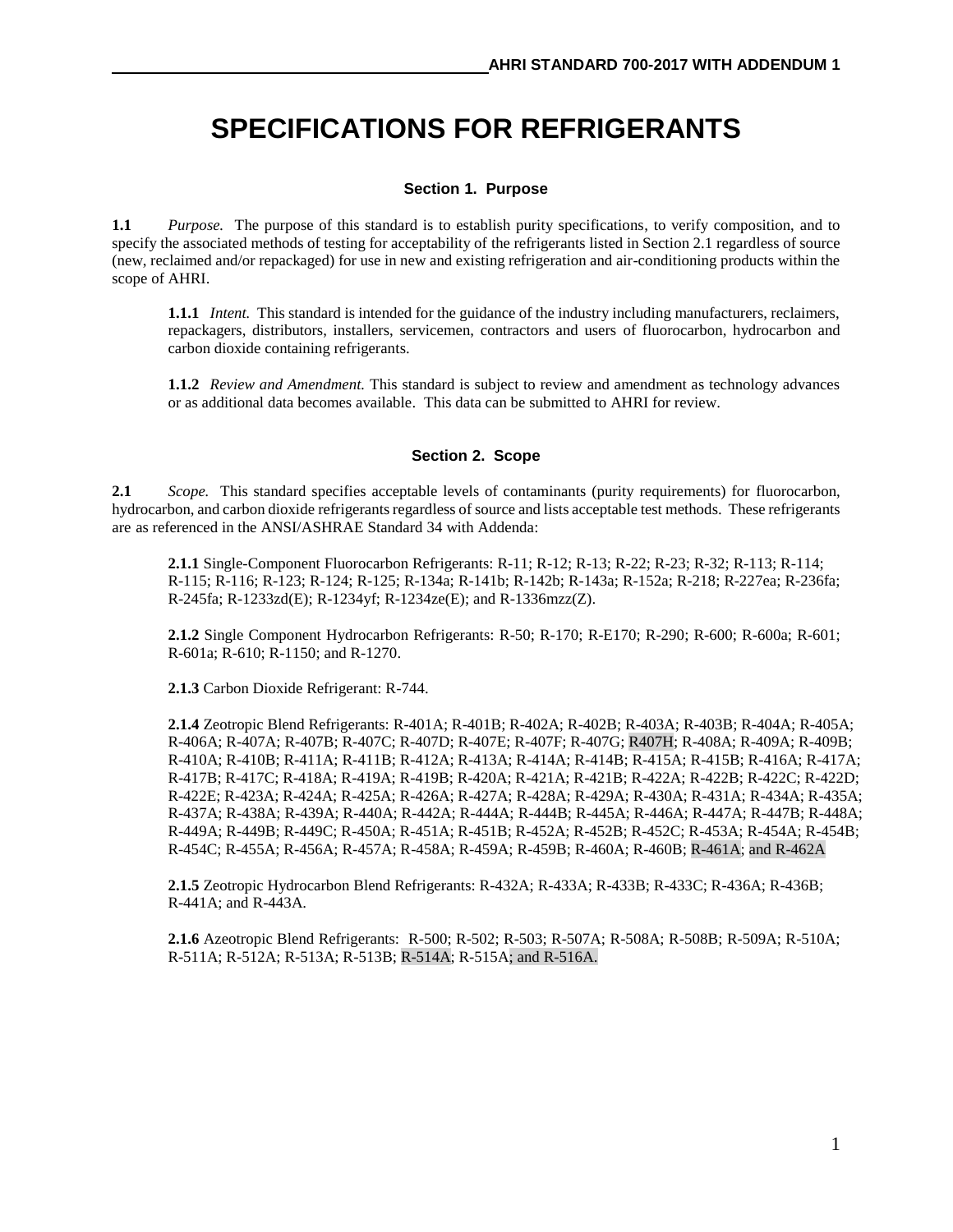# SPECIFICATIONS FOR REFRIGERANTS

## Section 1. Purpose

**1.1** *Purpose.* The purpose of this standard is to establish purity specifications, to verify composition, and to specify the associated methods of testing for acceptability of the refrigerants listed in Section 2.1 regardless of source (new, reclaimed and/or repackaged) for use in new and existing refrigeration and air-conditioning products within the scope of AHRI.

**1.1.1** *Intent.* This standard is intended for the guidance of the industry including manufacturers, reclaimers, repackagers, distributors, installers, servicemen, contractors and users of fluorocarbon, hydrocarbon and carbon dioxide containing refrigerants.

**1.1.2** *Review and Amendment.* This standard is subject to review and amendment as technology advances or as additional data becomes available. This data can be submitted to AHRI for review.

## Section 2. Scope

**2.1** *Scope.* This standard specifies acceptable levels of contaminants (purity requirements) for fluorocarbon, hydrocarbon, and carbon dioxide refrigerants regardless of source and lists acceptable test methods. These refrigerants are as referenced in the ANSI/ASHRAE Standard 34 with Addenda:

**2.1.1** Single-Component Fluorocarbon Refrigerants: R-11; R-12; R-13; R-22; R-23; R-32; R-113; R-114; R-115; R-116; R-123; R-124; R-125; R-134a; R-141b; R-142b; R-143a; R-152a; R-218; R-227ea; R-236fa; R-245fa; R-1233zd(E); R-1234yf; R-1234ze(E); and R-1336mzz(Z).

**2.1.2** Single Component Hydrocarbon Refrigerants: R-50; R-170; R-E170; R-290; R-600; R-600a; R-601; R-601a; R-610; R-1150; and R-1270.

**2.1.3** Carbon Dioxide Refrigerant: R-744.

**2.1.4** Zeotropic Blend Refrigerants: R-401A; R-401B; R-402A; R-402B; R-403A; R-403B; R-404A; R-405A; R-406A; R-407A; R-407B; R-407C; R-407D; R-407E; R-407F; R-407G; R407H; R-408A; R-409A; R-409B; R-410A; R-410B; R-411A; R-411B; R-412A; R-413A; R-414A; R-414B; R-415A; R-415B; R-416A; R-417A; R-417B; R-417C; R-418A; R-419A; R-419B; R-420A; R-421A; R-421B; R-422A; R-422B; R-422C; R-422D; R-422E; R-423A; R-424A; R-425A; R-426A; R-427A; R-428A; R-429A; R-430A; R-431A; R-434A; R-435A; R-437A; R-438A; R-439A; R-440A; R-442A; R-444A; R-444B; R-445A; R-446A; R-447A; R-447B; R-448A; R-449A; R-449B; R-449C; R-450A; R-451A; R-451B; R-452A; R-452B; R-452C; R-453A; R-454A; R-454B; R-454C; R-455A; R-456A; R-457A; R-458A; R-459A; R-459B; R-460A; R-460B; R-461A; and R-462A

**2.1.5** Zeotropic Hydrocarbon Blend Refrigerants: R-432A; R-433A; R-433B; R-433C; R-436A; R-436B; R-441A; and R-443A.

**2.1.6** Azeotropic Blend Refrigerants: R-500; R-502; R-503; R-507A; R-508A; R-508B; R-509A; R-510A; R-511A; R-512A; R-513A; R-513B; R-514A; R-515A; and R-516A.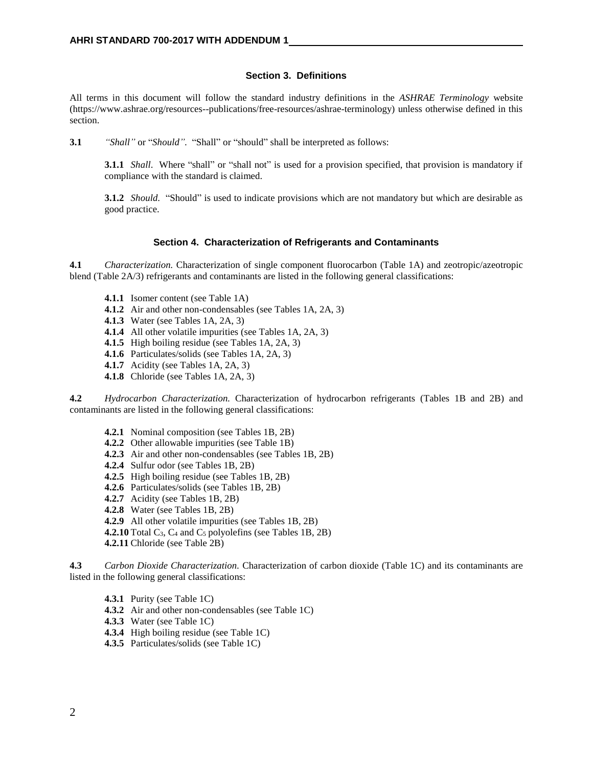## Section 3. Definitions

All terms in this document will follow the standard industry definitions in the *ASHRAE Terminology* website (https://www.ashrae.org/resources--publications/free-resources/ashrae-terminology) unless otherwise defined in this section.

**3.1** *"Shall"* or "*Should"*. "Shall" or "should" shall be interpreted as follows:

**3.1.1** *Shall*. Where "shall" or "shall not" is used for a provision specified, that provision is mandatory if compliance with the standard is claimed.

**3.1.2** *Should*. "Should" is used to indicate provisions which are not mandatory but which are desirable as good practice.

## Section 4. Characterization of Refrigerants and Contaminants

**4.1** *Characterization.* Characterization of single component fluorocarbon (Table 1A) and zeotropic/azeotropic blend (Table 2A/3) refrigerants and contaminants are listed in the following general classifications:

- **4.1.1** Isomer content (see Table 1A)
- **4.1.2** Air and other non-condensables (see Tables 1A, 2A, 3)
- **4.1.3** Water (see Tables 1A, 2A, 3)
- **4.1.4** All other volatile impurities (see Tables 1A, 2A, 3)
- **4.1.5** High boiling residue (see Tables 1A, 2A, 3)
- **4.1.6** Particulates/solids (see Tables 1A, 2A, 3)
- **4.1.7** Acidity (see Tables 1A, 2A, 3)
- **4.1.8** Chloride (see Tables 1A, 2A, 3)

**4.2** *Hydrocarbon Characterization.* Characterization of hydrocarbon refrigerants (Tables 1B and 2B) and contaminants are listed in the following general classifications:

- **4.2.1** Nominal composition (see Tables 1B, 2B)
- **4.2.2** Other allowable impurities (see Table 1B)
- **4.2.3** Air and other non-condensables (see Tables 1B, 2B)
- **4.2.4** Sulfur odor (see Tables 1B, 2B)
- **4.2.5** High boiling residue (see Tables 1B, 2B)
- **4.2.6** Particulates/solids (see Tables 1B, 2B)
- **4.2.7** Acidity (see Tables 1B, 2B)
- **4.2.8** Water (see Tables 1B, 2B)
- **4.2.9** All other volatile impurities (see Tables 1B, 2B)
- **4.2.10** Total $C_3$, $C_4$ and $C_5$ polyolefins (see Tables 1B, 2B)
- **4.2.11** Chloride (see Table 2B)

**4.3** *Carbon Dioxide Characterization.* Characterization of carbon dioxide (Table 1C) and its contaminants are listed in the following general classifications:

- **4.3.1** Purity (see Table 1C)
- **4.3.2** Air and other non-condensables (see Table 1C)
- **4.3.3** Water (see Table 1C)
- **4.3.4** High boiling residue (see Table 1C)
- **4.3.5** Particulates/solids (see Table 1C)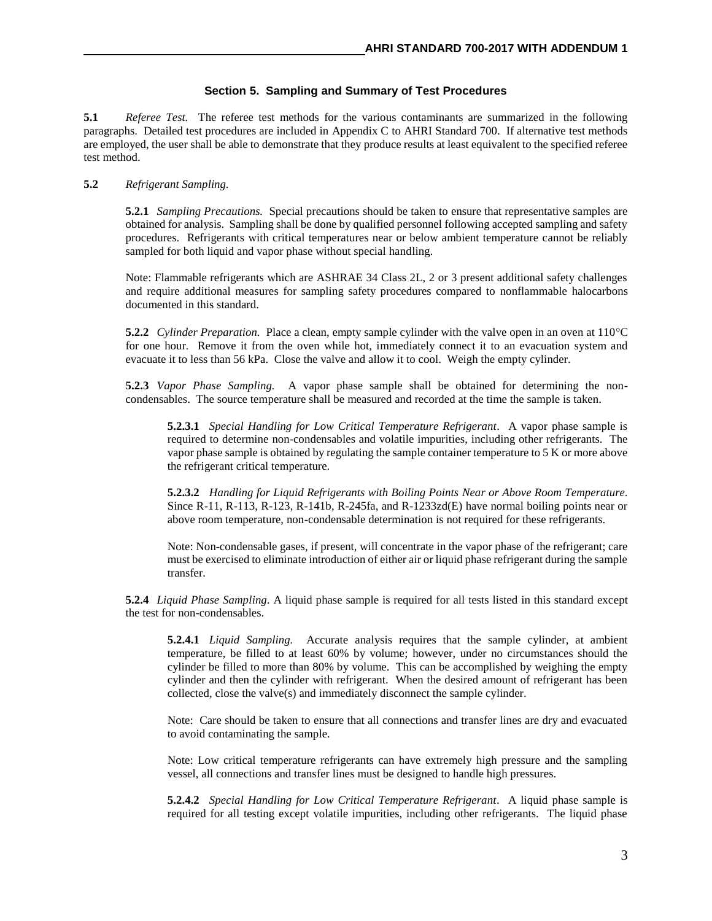## Section 5. Sampling and Summary of Test Procedures

**5.1** *Referee Test.* The referee test methods for the various contaminants are summarized in the following paragraphs. Detailed test procedures are included in Appendix C to AHRI Standard 700. If alternative test methods are employed, the user shall be able to demonstrate that they produce results at least equivalent to the specified referee test method.

**5.2** *Refrigerant Sampling.*

**5.2.1** *Sampling Precautions.* Special precautions should be taken to ensure that representative samples are obtained for analysis. Sampling shall be done by qualified personnel following accepted sampling and safety procedures. Refrigerants with critical temperatures near or below ambient temperature cannot be reliably sampled for both liquid and vapor phase without special handling.

Note: Flammable refrigerants which are ASHRAE 34 Class 2L, 2 or 3 present additional safety challenges and require additional measures for sampling safety procedures compared to nonflammable halocarbons documented in this standard.

**5.2.2** *Cylinder Preparation.* Place a clean, empty sample cylinder with the valve open in an oven at 110°C for one hour. Remove it from the oven while hot, immediately connect it to an evacuation system and evacuate it to less than 56 kPa. Close the valve and allow it to cool. Weigh the empty cylinder.

**5.2.3** *Vapor Phase Sampling.* A vapor phase sample shall be obtained for determining the non-condensables. The source temperature shall be measured and recorded at the time the sample is taken.

**5.2.3.1** *Special Handling for Low Critical Temperature Refrigerant*. A vapor phase sample is required to determine non-condensables and volatile impurities, including other refrigerants. The vapor phase sample is obtained by regulating the sample container temperature to 5 K or more above the refrigerant critical temperature.

**5.2.3.2** *Handling for Liquid Refrigerants with Boiling Points Near or Above Room Temperature.* Since R-11, R-113, R-123, R-141b, R-245fa, and R-1233zd(E) have normal boiling points near or above room temperature, non-condensable determination is not required for these refrigerants.

Note: Non-condensable gases, if present, will concentrate in the vapor phase of the refrigerant; care must be exercised to eliminate introduction of either air or liquid phase refrigerant during the sample transfer.

**5.2.4** *Liquid Phase Sampling.* A liquid phase sample is required for all tests listed in this standard except the test for non-condensables.

**5.2.4.1** *Liquid Sampling.* Accurate analysis requires that the sample cylinder, at ambient temperature, be filled to at least 60% by volume; however, under no circumstances should the cylinder be filled to more than 80% by volume. This can be accomplished by weighing the empty cylinder and then the cylinder with refrigerant. When the desired amount of refrigerant has been collected, close the valve(s) and immediately disconnect the sample cylinder.

Note: Care should be taken to ensure that all connections and transfer lines are dry and evacuated to avoid contaminating the sample.

Note: Low critical temperature refrigerants can have extremely high pressure and the sampling vessel, all connections and transfer lines must be designed to handle high pressures.

**5.2.4.2** *Special Handling for Low Critical Temperature Refrigerant*. A liquid phase sample is required for all testing except volatile impurities, including other refrigerants. The liquid phase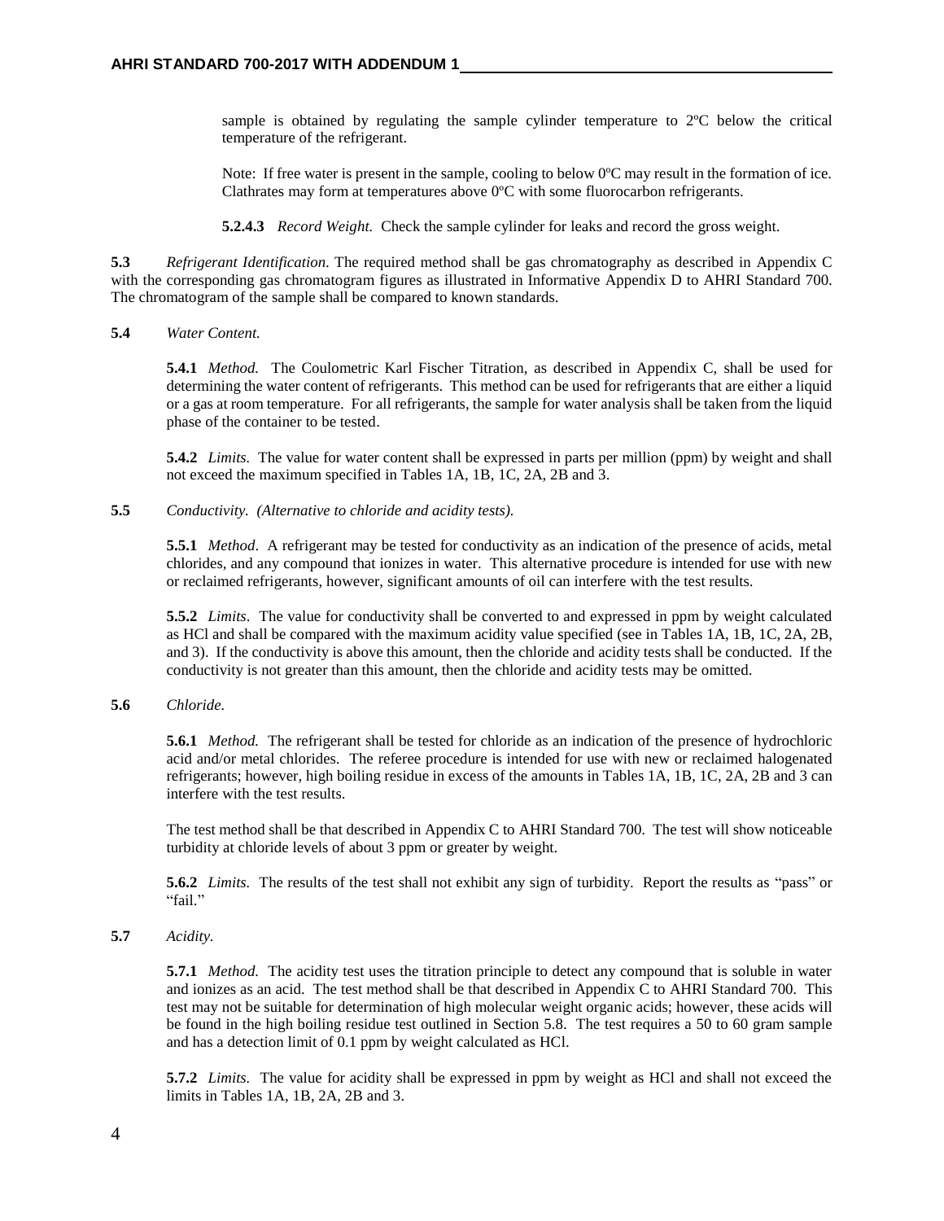sample is obtained by regulating the sample cylinder temperature to 2ºC below the critical temperature of the refrigerant.

Note: If free water is present in the sample, cooling to below 0ºC may result in the formation of ice. Clathrates may form at temperatures above 0ºC with some fluorocarbon refrigerants.

**5.2.4.3** *Record Weight.* Check the sample cylinder for leaks and record the gross weight.

**5.3** *Refrigerant Identification*. The required method shall be gas chromatography as described in Appendix C with the corresponding gas chromatogram figures as illustrated in Informative Appendix D to AHRI Standard 700. The chromatogram of the sample shall be compared to known standards.

**5.4** *Water Content.*

**5.4.1** *Method.* The Coulometric Karl Fischer Titration, as described in Appendix C, shall be used for determining the water content of refrigerants. This method can be used for refrigerants that are either a liquid or a gas at room temperature. For all refrigerants, the sample for water analysis shall be taken from the liquid phase of the container to be tested.

**5.4.2** *Limits.* The value for water content shall be expressed in parts per million (ppm) by weight and shall not exceed the maximum specified in Tables 1A, 1B, 1C, 2A, 2B and 3.

**5.5** *Conductivity. (Alternative to chloride and acidity tests).*

**5.5.1** *Method*. A refrigerant may be tested for conductivity as an indication of the presence of acids, metal chlorides, and any compound that ionizes in water. This alternative procedure is intended for use with new or reclaimed refrigerants, however, significant amounts of oil can interfere with the test results.

**5.5.2** *Limits*. The value for conductivity shall be converted to and expressed in ppm by weight calculated as HCl and shall be compared with the maximum acidity value specified (see in Tables 1A, 1B, 1C, 2A, 2B, and 3). If the conductivity is above this amount, then the chloride and acidity tests shall be conducted. If the conductivity is not greater than this amount, then the chloride and acidity tests may be omitted.

**5.6** *Chloride.*

**5.6.1** *Method.* The refrigerant shall be tested for chloride as an indication of the presence of hydrochloric acid and/or metal chlorides. The referee procedure is intended for use with new or reclaimed halogenated refrigerants; however, high boiling residue in excess of the amounts in Tables 1A, 1B, 1C, 2A, 2B and 3 can interfere with the test results.

The test method shall be that described in Appendix C to AHRI Standard 700. The test will show noticeable turbidity at chloride levels of about 3 ppm or greater by weight.

**5.6.2** *Limits.* The results of the test shall not exhibit any sign of turbidity. Report the results as "pass" or "fail."

**5.7** *Acidity.*

**5.7.1** *Method.* The acidity test uses the titration principle to detect any compound that is soluble in water and ionizes as an acid. The test method shall be that described in Appendix C to AHRI Standard 700. This test may not be suitable for determination of high molecular weight organic acids; however, these acids will be found in the high boiling residue test outlined in Section 5.8. The test requires a 50 to 60 gram sample and has a detection limit of 0.1 ppm by weight calculated as HCl.

**5.7.2** *Limits.* The value for acidity shall be expressed in ppm by weight as HCl and shall not exceed the limits in Tables 1A, 1B, 2A, 2B and 3.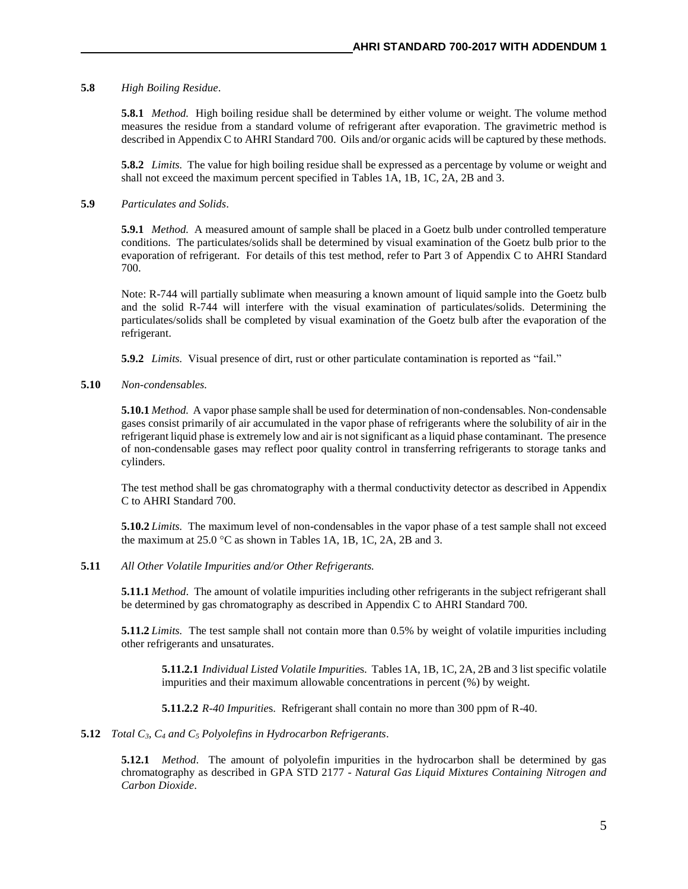**5.8** *High Boiling Residue*.

**5.8.1** *Method.* High boiling residue shall be determined by either volume or weight. The volume method measures the residue from a standard volume of refrigerant after evaporation. The gravimetric method is described in Appendix C to AHRI Standard 700. Oils and/or organic acids will be captured by these methods.

**5.8.2** *Limits.* The value for high boiling residue shall be expressed as a percentage by volume or weight and shall not exceed the maximum percent specified in Tables 1A, 1B, 1C, 2A, 2B and 3.

**5.9** *Particulates and Solids*.

**5.9.1** *Method.* A measured amount of sample shall be placed in a Goetz bulb under controlled temperature conditions. The particulates/solids shall be determined by visual examination of the Goetz bulb prior to the evaporation of refrigerant. For details of this test method, refer to Part 3 of Appendix C to AHRI Standard 700.

Note: R-744 will partially sublimate when measuring a known amount of liquid sample into the Goetz bulb and the solid R-744 will interfere with the visual examination of particulates/solids. Determining the particulates/solids shall be completed by visual examination of the Goetz bulb after the evaporation of the refrigerant.

**5.9.2** *Limits.* Visual presence of dirt, rust or other particulate contamination is reported as "fail."

**5.10** *Non-condensables.*

**5.10.1** *Method.* A vapor phase sample shall be used for determination of non-condensables. Non-condensable gases consist primarily of air accumulated in the vapor phase of refrigerants where the solubility of air in the refrigerant liquid phase is extremely low and air is not significant as a liquid phase contaminant. The presence of non-condensable gases may reflect poor quality control in transferring refrigerants to storage tanks and cylinders.

The test method shall be gas chromatography with a thermal conductivity detector as described in Appendix C to AHRI Standard 700.

**5.10.2** *Limits.* The maximum level of non-condensables in the vapor phase of a test sample shall not exceed the maximum at 25.0 °C as shown in Tables 1A, 1B, 1C, 2A, 2B and 3.

**5.11** *All Other Volatile Impurities and/or Other Refrigerants.*

**5.11.1** *Method*. The amount of volatile impurities including other refrigerants in the subject refrigerant shall be determined by gas chromatography as described in Appendix C to AHRI Standard 700.

**5.11.2** *Limits.* The test sample shall not contain more than 0.5% by weight of volatile impurities including other refrigerants and unsaturates.

**5.11.2.1** *Individual Listed Volatile Impurities.* Tables 1A, 1B, 1C, 2A, 2B and 3 list specific volatile impurities and their maximum allowable concentrations in percent (%) by weight.

**5.11.2.2** *R-40 Impurities.* Refrigerant shall contain no more than 300 ppm of R-40.

**5.12** *Total $C_3$, $C_4$ and $C_5$ Polyolefins in Hydrocarbon Refrigerants*.

**5.12.1** *Method*. The amount of polyolefin impurities in the hydrocarbon shall be determined by gas chromatography as described in GPA STD 2177 - *Natural Gas Liquid Mixtures Containing Nitrogen and Carbon Dioxide*.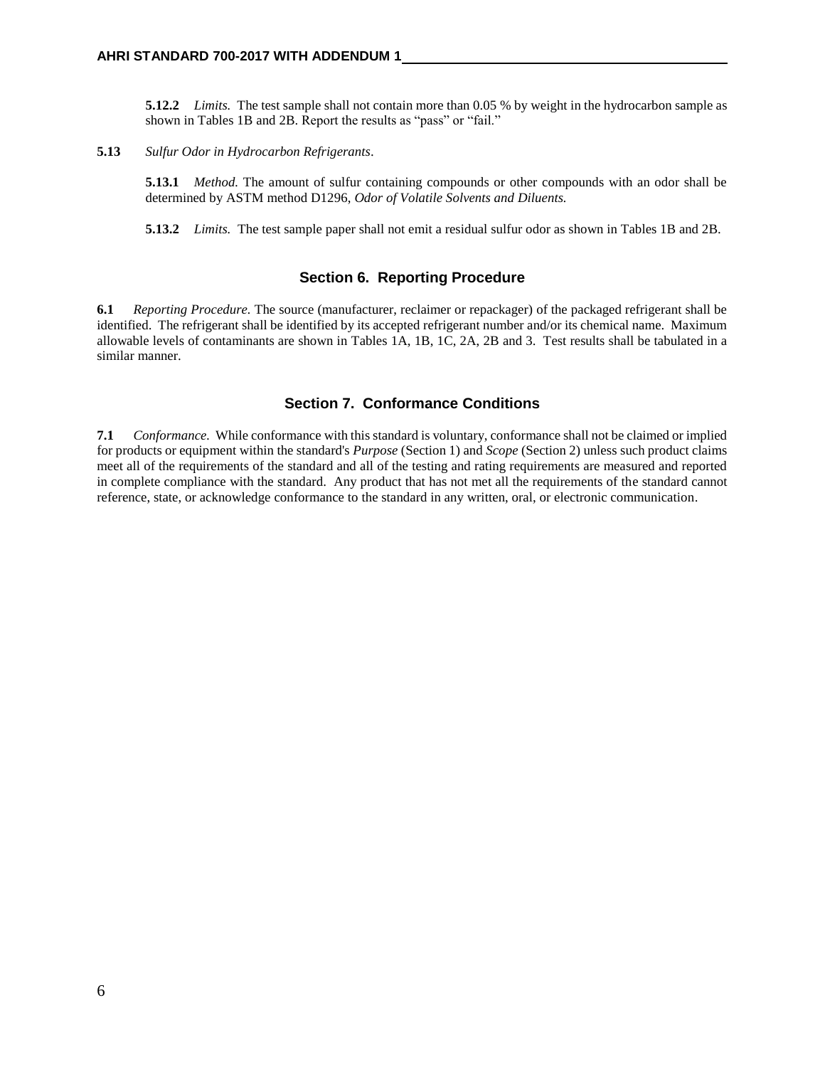**5.12.2** *Limits.* The test sample shall not contain more than 0.05 % by weight in the hydrocarbon sample as shown in Tables 1B and 2B. Report the results as "pass" or "fail."

**5.13** *Sulfur Odor in Hydrocarbon Refrigerants*.

**5.13.1** *Method.* The amount of sulfur containing compounds or other compounds with an odor shall be determined by ASTM method D1296, *Odor of Volatile Solvents and Diluents.*

**5.13.2** *Limits.* The test sample paper shall not emit a residual sulfur odor as shown in Tables 1B and 2B.

## Section 6. Reporting Procedure

**6.1** *Reporting Procedure.* The source (manufacturer, reclaimer or repackager) of the packaged refrigerant shall be identified. The refrigerant shall be identified by its accepted refrigerant number and/or its chemical name. Maximum allowable levels of contaminants are shown in Tables 1A, 1B, 1C, 2A, 2B and 3. Test results shall be tabulated in a similar manner.

## Section 7. Conformance Conditions

**7.1** *Conformance.* While conformance with this standard is voluntary, conformance shall not be claimed or implied for products or equipment within the standard's *Purpose* (Section 1) and *Scope* (Section 2) unless such product claims meet all of the requirements of the standard and all of the testing and rating requirements are measured and reported in complete compliance with the standard. Any product that has not met all the requirements of the standard cannot reference, state, or acknowledge conformance to the standard in any written, oral, or electronic communication.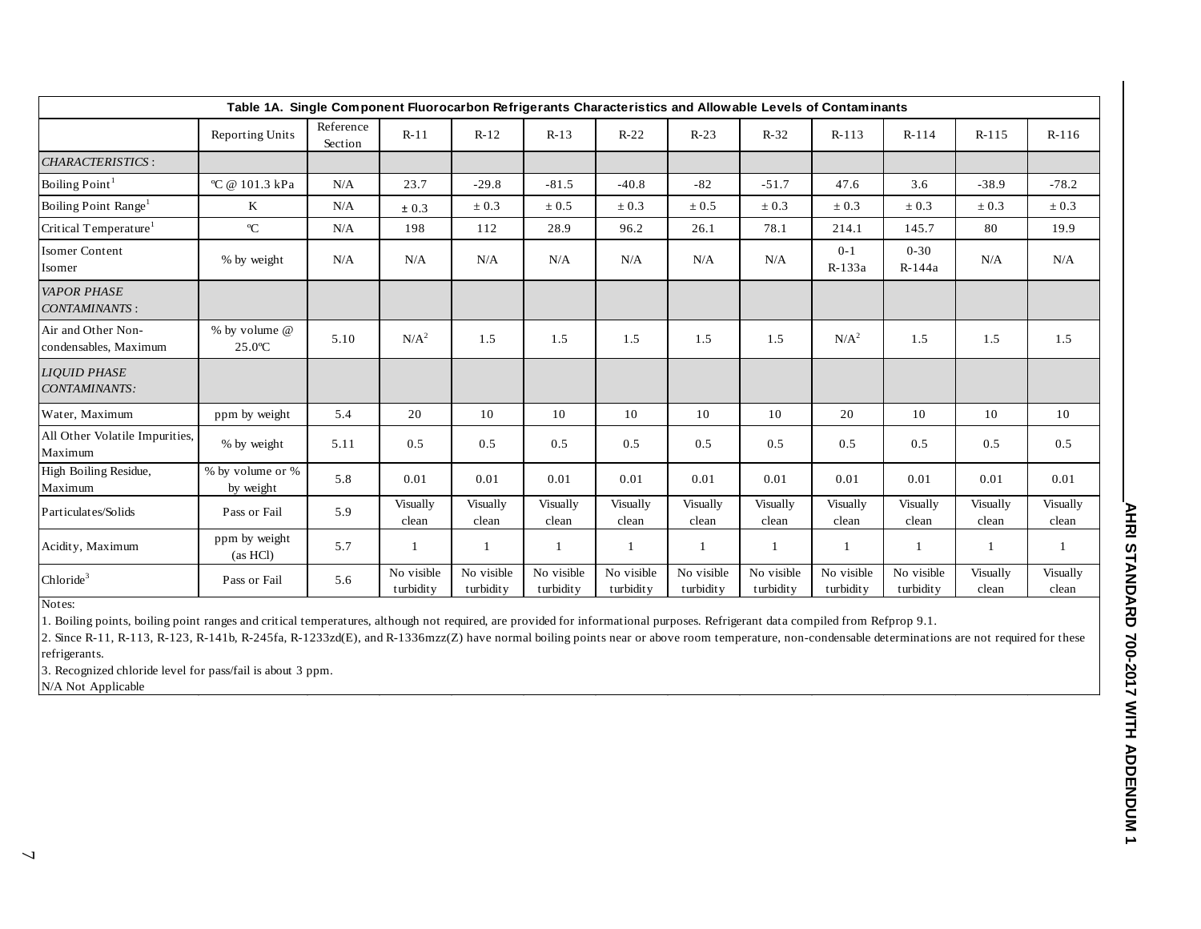| Table 1A. Single Component Fluorocarbon Refrigerants Characteristics and Allowable Levels of Contaminants | | | | | | | | | | | | |
|---|---|---|---|---|---|---|---|---|---|---|---|---|
| | Reporting Units | Reference Section | R-11 | R-12 | R-13 | R-22 | R-23 | R-32 | R-113 | R-114 | R-115 | R-116 |
| *CHARACTERISTICS*: | | | | | | | | | | | | |
| Boiling Point[1] | ºC @ 101.3 kPa | N/A | 23.7 | -29.8 | -81.5 | -40.8 | -82 | -51.7 | 47.6 | 3.6 | -38.9 | -78.2 |
| Boiling Point Range[1] | K | N/A | ± 0.3 | ± 0.3 | ± 0.5 | ± 0.3 | ± 0.5 | ± 0.3 | ± 0.3 | ± 0.3 | ± 0.3 | ± 0.3 |
| Critical Temperature[1] | ºC | N/A | 198 | 112 | 28.9 | 96.2 | 26.1 | 78.1 | 214.1 | 145.7 | 80 | 19.9 |
| Isomer Content Isomer | % by weight | N/A | N/A | N/A | N/A | N/A | N/A | N/A | 0-1 R-133a | 0-30 R-144a | N/A | N/A |
| *VAPOR PHASE CONTAMINANTS*: | | | | | | | | | | | | |
| Air and Other Non-condensables, Maximum | % by volume @ 25.0ºC | 5.10 | N/A[2] | 1.5 | 1.5 | 1.5 | 1.5 | 1.5 | N/A[2] | 1.5 | 1.5 | 1.5 |
| *LIQUID PHASE CONTAMINANTS:* | | | | | | | | | | | | |
| Water, Maximum | ppm by weight | 5.4 | 20 | 10 | 10 | 10 | 10 | 10 | 20 | 10 | 10 | 10 |
| All Other Volatile Impurities, Maximum | % by weight | 5.11 | 0.5 | 0.5 | 0.5 | 0.5 | 0.5 | 0.5 | 0.5 | 0.5 | 0.5 | 0.5 |
| High Boiling Residue, Maximum | % by volume or % by weight | 5.8 | 0.01 | 0.01 | 0.01 | 0.01 | 0.01 | 0.01 | 0.01 | 0.01 | 0.01 | 0.01 |
| Particulates/Solids | Pass or Fail | 5.9 | Visually clean | Visually clean | Visually clean | Visually clean | Visually clean | Visually clean | Visually clean | Visually clean | Visually clean | Visually clean |
| Acidity, Maximum | ppm by weight (as HCl) | 5.7 | 1 | 1 | 1 | 1 | 1 | 1 | 1 | 1 | 1 | 1 |
| Chloride[3] | Pass or Fail | 5.6 | No visible turbidity | No visible turbidity | No visible turbidity | No visible turbidity | No visible turbidity | No visible turbidity | No visible turbidity | No visible turbidity | Visually clean | Visually clean |

Notes:

1. Boiling points, boiling point ranges and critical temperatures, although not required, are provided for informational purposes. Refrigerant data compiled from Refprop 9.1.
2. Since R-11, R-113, R-123, R-141b, R-245fa, R-1233zd(E), and R-1336mzz(Z) have normal boiling points near or above room temperature, non-condensable determinations are not required for these refrigerants.
3. Recognized chloride level for pass/fail is about 3 ppm.

N/A Not Applicable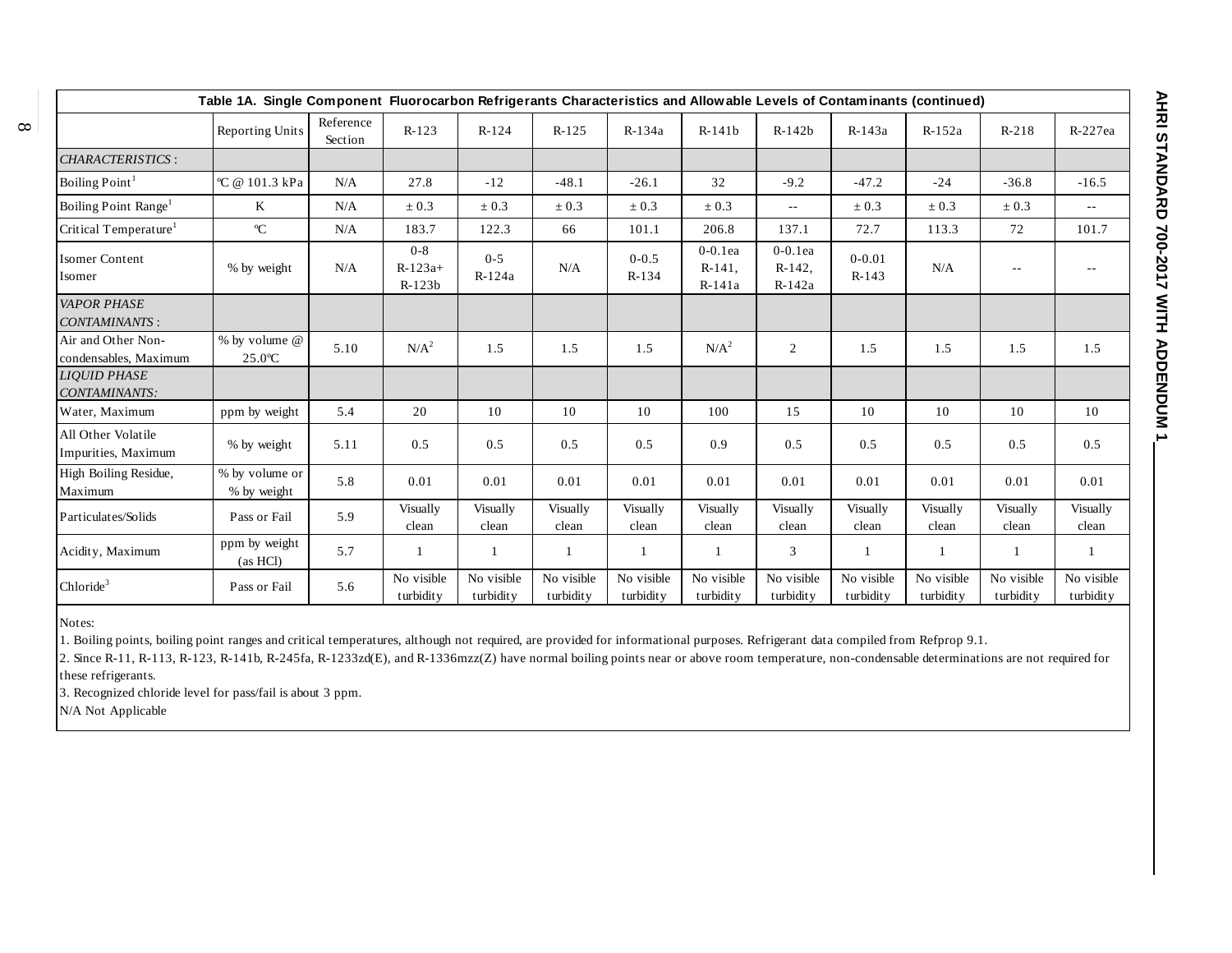**Table 1A. Single Component Fluorocarbon Refrigerants Characteristics and Allowable Levels of Contaminants (continued)**

| | Reporting Units | Reference Section | R-123 | R-124 | R-125 | R-134a | R-141b | R-142b | R-143a | R-152a | R-218 | R-227ea |
|---|---|---|---|---|---|---|---|---|---|---|---|---|
| *CHARACTERISTICS*: | | | | | | | | | | | | |
| Boiling Point[1] | °C @ 101.3 kPa | N/A | 27.8 | -12 | -48.1 | -26.1 | 32 | -9.2 | -47.2 | -24 | -36.8 | -16.5 |
| Boiling Point Range[1] | K | N/A | ± 0.3 | ± 0.3 | ± 0.3 | ± 0.3 | ± 0.3 | -- | ± 0.3 | ± 0.3 | ± 0.3 | -- |
| Critical Temperature[1] | °C | N/A | 183.7 | 122.3 | 66 | 101.1 | 206.8 | 137.1 | 72.7 | 113.3 | 72 | 101.7 |
| Isomer Content Isomer | % by weight | N/A | 0-8 R-123a+ R-123b | 0-5 R-124a | N/A | 0-0.5 R-134 | 0-0.1ea R-141, R-141a | 0-0.1ea R-142, R-142a | 0-0.01 R-143 | N/A | -- | -- |
| *VAPOR PHASE CONTAMINANTS*: | | | | | | | | | | | | |
| Air and Other Non-condensables, Maximum | % by volume @ 25.0°C | 5.10 | N/A[2] | 1.5 | 1.5 | 1.5 | N/A[2] | 2 | 1.5 | 1.5 | 1.5 | 1.5 |
| *LIQUID PHASE CONTAMINANTS*: | | | | | | | | | | | | |
| Water, Maximum | ppm by weight | 5.4 | 20 | 10 | 10 | 10 | 100 | 15 | 10 | 10 | 10 | 10 |
| All Other Volatile Impurities, Maximum | % by weight | 5.11 | 0.5 | 0.5 | 0.5 | 0.5 | 0.9 | 0.5 | 0.5 | 0.5 | 0.5 | 0.5 |
| High Boiling Residue, Maximum | % by volume or % by weight | 5.8 | 0.01 | 0.01 | 0.01 | 0.01 | 0.01 | 0.01 | 0.01 | 0.01 | 0.01 | 0.01 |
| Particulates/Solids | Pass or Fail | 5.9 | Visually clean | Visually clean | Visually clean | Visually clean | Visually clean | Visually clean | Visually clean | Visually clean | Visually clean | Visually clean |
| Acidity, Maximum | ppm by weight (as HCl) | 5.7 | 1 | 1 | 1 | 1 | 1 | 3 | 1 | 1 | 1 | 1 |
| Chloride[3] | Pass or Fail | 5.6 | No visible turbidity | No visible turbidity | No visible turbidity | No visible turbidity | No visible turbidity | No visible turbidity | No visible turbidity | No visible turbidity | No visible turbidity | No visible turbidity |

Notes:

1. Boiling points, boiling point ranges and critical temperatures, although not required, are provided for informational purposes. Refrigerant data compiled from Refprop 9.1.
2. Since R-11, R-113, R-123, R-141b, R-245fa, R-1233zd(E), and R-1336mzz(Z) have normal boiling points near or above room temperature, non-condensable determinations are not required for these refrigerants.
3. Recognized chloride level for pass/fail is about 3 ppm.

N/A Not Applicable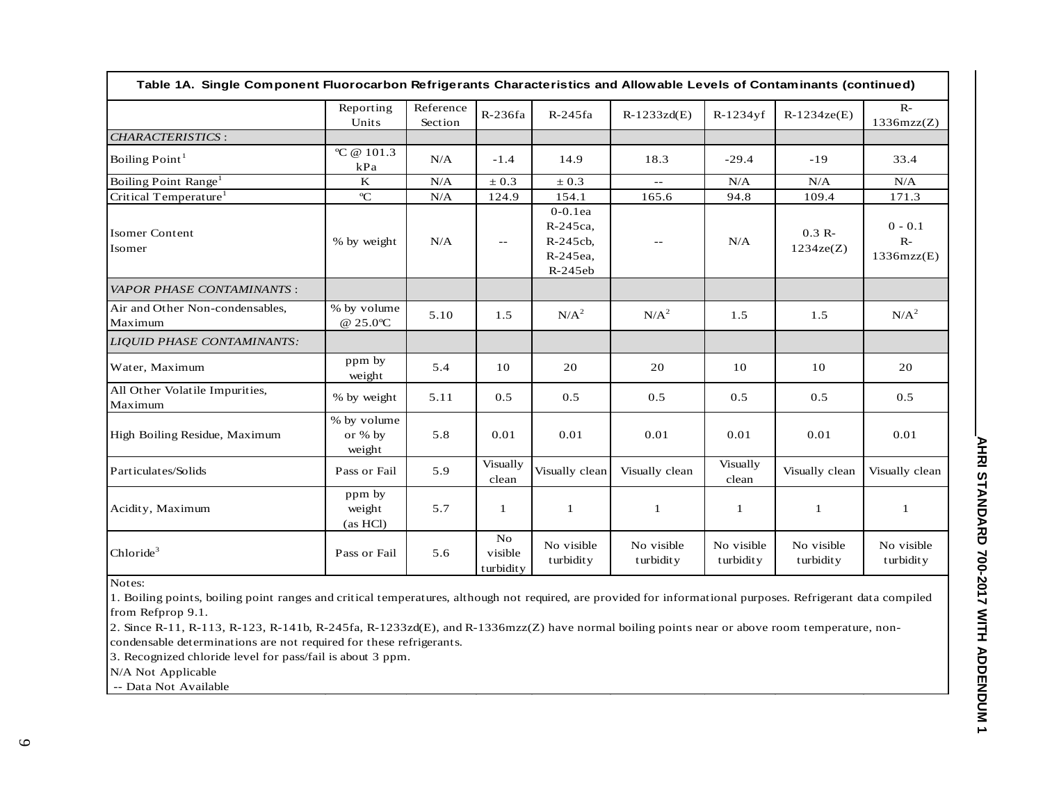**Table 1A. Single Component Fluorocarbon Refrigerants Characteristics and Allowable Levels of Contaminants (continued)**

| | Reporting Units | Reference Section | R-236fa | R-245fa | R-1233zd(E) | R-1234yf | R-1234ze(E) | R-1336mzz(Z) |
|---|---|---|---|---|---|---|---|---|
| *CHARACTERISTICS*: | | | | | | | | |
| Boiling Point[1] | ºC @ 101.3 kPa | N/A | -1.4 | 14.9 | 18.3 | -29.4 | -19 | 33.4 |
| Boiling Point Range[1] | K | N/A | ± 0.3 | ± 0.3 | -- | N/A | N/A | N/A |
| Critical Temperature[1] | ºC | N/A | 124.9 | 154.1 | 165.6 | 94.8 | 109.4 | 171.3 |
| Isomer Content<br>Isomer | % by weight | N/A | -- | 0-0.1ea R-245ca, R-245cb, R-245ea, R-245eb | -- | N/A | 0.3 R-1234ze(Z) | 0 - 0.1 R-1336mzz(E) |
| *VAPOR PHASE CONTAMINANTS*: | | | | | | | | |
| Air and Other Non-condensables, Maximum | % by volume @ 25.0ºC | 5.10 | 1.5 | N/A[2] | N/A[2] | 1.5 | 1.5 | N/A[2] |
| *LIQUID PHASE CONTAMINANTS*: | | | | | | | | |
| Water, Maximum | ppm by weight | 5.4 | 10 | 20 | 20 | 10 | 10 | 20 |
| All Other Volatile Impurities, Maximum | % by weight | 5.11 | 0.5 | 0.5 | 0.5 | 0.5 | 0.5 | 0.5 |
| High Boiling Residue, Maximum | % by volume or % by weight | 5.8 | 0.01 | 0.01 | 0.01 | 0.01 | 0.01 | 0.01 |
| Particulates/Solids | Pass or Fail | 5.9 | Visually clean | Visually clean | Visually clean | Visually clean | Visually clean | Visually clean |
| Acidity, Maximum | ppm by weight (as HCl) | 5.7 | 1 | 1 | 1 | 1 | 1 | 1 |
| Chloride[3] | Pass or Fail | 5.6 | No visible turbidity | No visible turbidity | No visible turbidity | No visible turbidity | No visible turbidity | No visible turbidity |

Notes:

1. Boiling points, boiling point ranges and critical temperatures, although not required, are provided for informational purposes. Refrigerant data compiled from Refprop 9.1.
2. Since R-11, R-113, R-123, R-141b, R-245fa, R-1233zd(E), and R-1336mzz(Z) have normal boiling points near or above room temperature, non-condensable determinations are not required for these refrigerants.
3. Recognized chloride level for pass/fail is about 3 ppm.

N/A Not Applicable

-- Data Not Available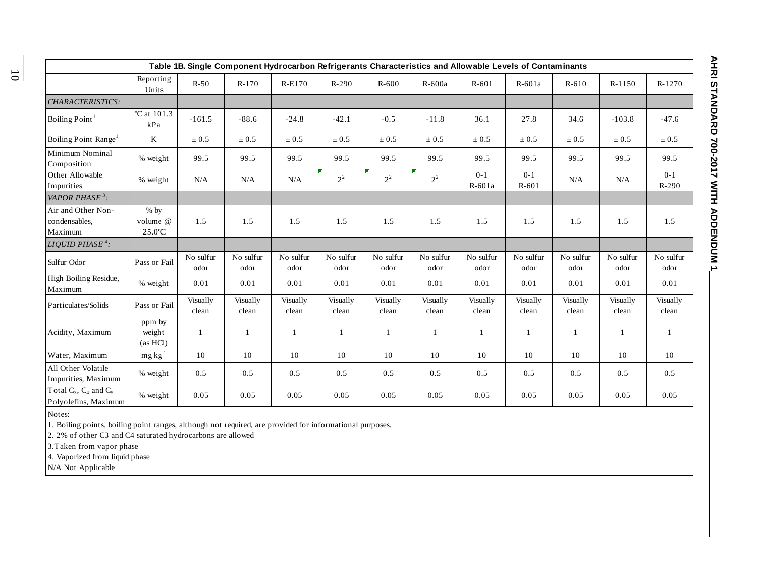**Table 1B. Single Component Hydrocarbon Refrigerants Characteristics and Allowable Levels of Contaminants**

| | Reporting Units | R-50 | R-170 | R-E170 | R-290 | R-600 | R-600a | R-601 | R-601a | R-610 | R-1150 | R-1270 |
|---|---|---|---|---|---|---|---|---|---|---|---|---|
| *CHARACTERISTICS:* | | | | | | | | | | | | |
| Boiling Point[1] | ºC at 101.3 kPa | -161.5 | -88.6 | -24.8 | -42.1 | -0.5 | -11.8 | 36.1 | 27.8 | 34.6 | -103.8 | -47.6 |
| Boiling Point Range[1] | K | ± 0.5 | ± 0.5 | ± 0.5 | ± 0.5 | ± 0.5 | ± 0.5 | ± 0.5 | ± 0.5 | ± 0.5 | ± 0.5 | ± 0.5 |
| Minimum Nominal Composition | % weight | 99.5 | 99.5 | 99.5 | 99.5 | 99.5 | 99.5 | 99.5 | 99.5 | 99.5 | 99.5 | 99.5 |
| Other Allowable Impurities | % weight | N/A | N/A | N/A | 2[2] | 2[2] | 2[2] | 0-1 R-601a | 0-1 R-601 | N/A | N/A | 0-1 R-290 |
| *VAPOR PHASE[3]:* | | | | | | | | | | | | |
| Air and Other Non-condensables, Maximum | % by volume @ 25.0ºC | 1.5 | 1.5 | 1.5 | 1.5 | 1.5 | 1.5 | 1.5 | 1.5 | 1.5 | 1.5 | 1.5 |
| *LIQUID PHASE[4]:* | | | | | | | | | | | | |
| Sulfur Odor | Pass or Fail | No sulfur odor | No sulfur odor | No sulfur odor | No sulfur odor | No sulfur odor | No sulfur odor | No sulfur odor | No sulfur odor | No sulfur odor | No sulfur odor | No sulfur odor |
| High Boiling Residue, Maximum | % weight | 0.01 | 0.01 | 0.01 | 0.01 | 0.01 | 0.01 | 0.01 | 0.01 | 0.01 | 0.01 | 0.01 |
| Particulates/Solids | Pass or Fail | Visually clean | Visually clean | Visually clean | Visually clean | Visually clean | Visually clean | Visually clean | Visually clean | Visually clean | Visually clean | Visually clean |
| Acidity, Maximum | ppm by weight (as HCl) | 1 | 1 | 1 | 1 | 1 | 1 | 1 | 1 | 1 | 1 | 1 |
| Water, Maximum | $mg\ kg^{-1}$ | 10 | 10 | 10 | 10 | 10 | 10 | 10 | 10 | 10 | 10 | 10 |
| All Other Volatile Impurities, Maximum | % weight | 0.5 | 0.5 | 0.5 | 0.5 | 0.5 | 0.5 | 0.5 | 0.5 | 0.5 | 0.5 | 0.5 |
| Total $C_3$, $C_4$ and $C_5$ Polyolefins, Maximum | % weight | 0.05 | 0.05 | 0.05 | 0.05 | 0.05 | 0.05 | 0.05 | 0.05 | 0.05 | 0.05 | 0.05 |

Notes:

1. Boiling points, boiling point ranges, although not required, are provided for informational purposes.
2. 2% of other C3 and C4 saturated hydrocarbons are allowed
3. Taken from vapor phase
4. Vaporized from liquid phase

N/A Not Applicable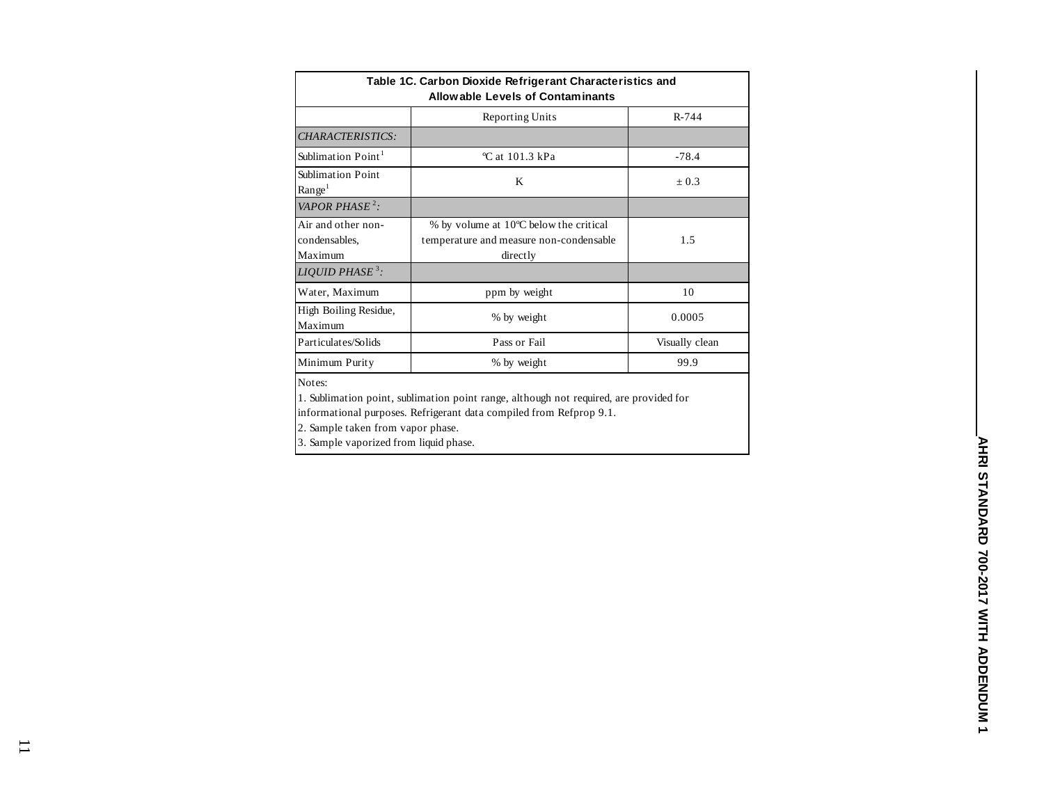**Table 1C. Carbon Dioxide Refrigerant Characteristics and Allowable Levels of Contaminants**

| | Reporting Units | R-744 |
|---|---|---|
| *CHARACTERISTICS:* | | |
| Sublimation Point[1] | °C at 101.3 kPa | -78.4 |
| Sublimation Point Range[1] | K | ± 0.3 |
| *VAPOR PHASE[2]:* | | |
| Air and other non-condensables, Maximum | % by volume at 10°C below the critical temperature and measure non-condensable directly | 1.5 |
| *LIQUID PHASE[3]:* | | |
| Water, Maximum | ppm by weight | 10 |
| High Boiling Residue, Maximum | % by weight | 0.0005 |
| Particulates/Solids | Pass or Fail | Visually clean |
| Minimum Purity | % by weight | 99.9 |

Notes:

1. Sublimation point, sublimation point range, although not required, are provided for informational purposes. Refrigerant data compiled from Refprop 9.1.
2. Sample taken from vapor phase.
3. Sample vaporized from liquid phase.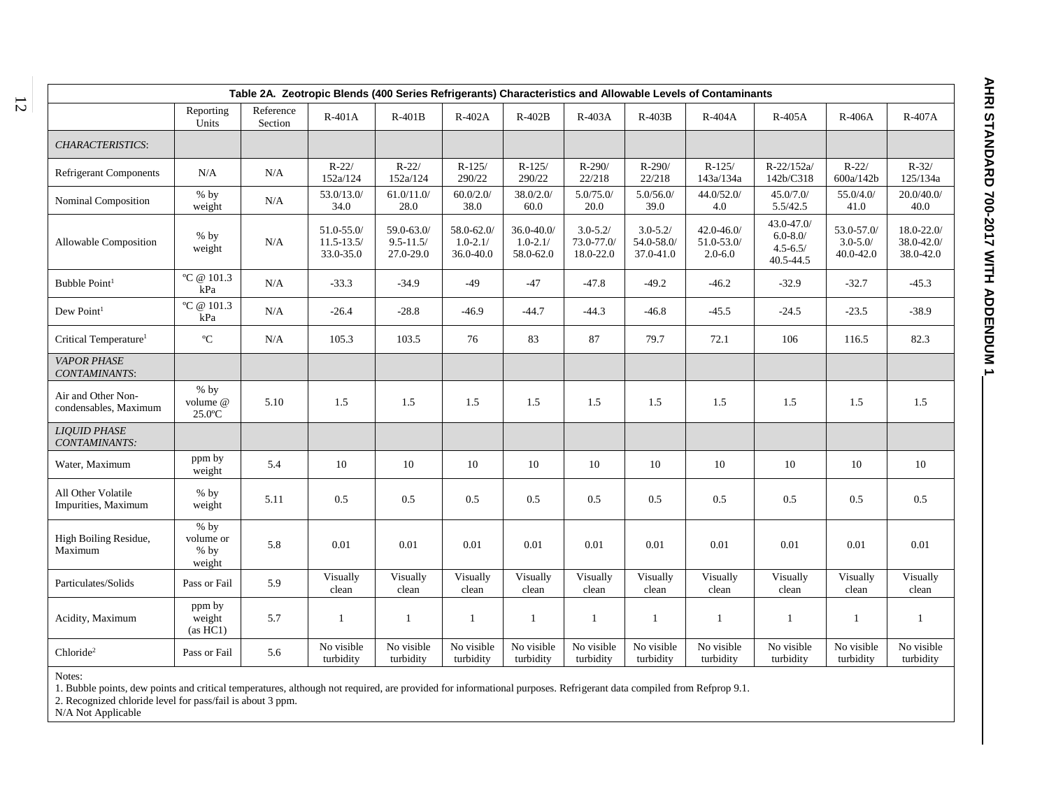**Table 2A. Zeotropic Blends (400 Series Refrigerants) Characteristics and Allowable Levels of Contaminants**

| | Reporting Units | Reference Section | R-401A | R-401B | R-402A | R-402B | R-403A | R-403B | R-404A | R-405A | R-406A | R-407A |
|---|---|---|---|---|---|---|---|---|---|---|---|---|
| *CHARACTERISTICS*: | | | | | | | | | | | | |
| Refrigerant Components | N/A | N/A | R-22/ 152a/124 | R-22/ 152a/124 | R-125/ 290/22 | R-125/ 290/22 | R-290/ 22/218 | R-290/ 22/218 | R-125/ 143a/134a | R-22/152a/ 142b/C318 | R-22/ 600a/142b | R-32/ 125/134a |
| Nominal Composition | % by weight | N/A | 53.0/13.0/ 34.0 | 61.0/11.0/ 28.0 | 60.0/2.0/ 38.0 | 38.0/2.0/ 60.0 | 5.0/75.0/ 20.0 | 5.0/56.0/ 39.0 | 44.0/52.0/ 4.0 | 45.0/7.0/ 5.5/42.5 | 55.0/4.0/ 41.0 | 20.0/40.0/ 40.0 |
| Allowable Composition | % by weight | N/A | 51.0-55.0/ 11.5-13.5/ 33.0-35.0 | 59.0-63.0/ 9.5-11.5/ 27.0-29.0 | 58.0-62.0/ 1.0-2.1/ 36.0-40.0 | 36.0-40.0/ 1.0-2.1/ 58.0-62.0 | 3.0-5.2/ 73.0-77.0/ 18.0-22.0 | 3.0-5.2/ 54.0-58.0/ 37.0-41.0 | 42.0-46.0/ 51.0-53.0/ 2.0-6.0 | 43.0-47.0/ 6.0-8.0/ 4.5-6.5/ 40.5-44.5 | 53.0-57.0/ 3.0-5.0/ 40.0-42.0 | 18.0-22.0/ 38.0-42.0/ 38.0-42.0 |
| Bubble Point[1] | ºC @ 101.3 kPa | N/A | -33.3 | -34.9 | -49 | -47 | -47.8 | -49.2 | -46.2 | -32.9 | -32.7 | -45.3 |
| Dew Point[1] | ºC @ 101.3 kPa | N/A | -26.4 | -28.8 | -46.9 | -44.7 | -44.3 | -46.8 | -45.5 | -24.5 | -23.5 | -38.9 |
| Critical Temperature[1] | ºC | N/A | 105.3 | 103.5 | 76 | 83 | 87 | 79.7 | 72.1 | 106 | 116.5 | 82.3 |
| *VAPOR PHASE CONTAMINANTS*: | | | | | | | | | | | | |
| Air and Other Non-condensables, Maximum | % by volume @ 25.0ºC | 5.10 | 1.5 | 1.5 | 1.5 | 1.5 | 1.5 | 1.5 | 1.5 | 1.5 | 1.5 | 1.5 |
| *LIQUID PHASE CONTAMINANTS:* | | | | | | | | | | | | |
| Water, Maximum | ppm by weight | 5.4 | 10 | 10 | 10 | 10 | 10 | 10 | 10 | 10 | 10 | 10 |
| All Other Volatile Impurities, Maximum | % by weight | 5.11 | 0.5 | 0.5 | 0.5 | 0.5 | 0.5 | 0.5 | 0.5 | 0.5 | 0.5 | 0.5 |
| High Boiling Residue, Maximum | % by volume or % by weight | 5.8 | 0.01 | 0.01 | 0.01 | 0.01 | 0.01 | 0.01 | 0.01 | 0.01 | 0.01 | 0.01 |
| Particulates/Solids | Pass or Fail | 5.9 | Visually clean | Visually clean | Visually clean | Visually clean | Visually clean | Visually clean | Visually clean | Visually clean | Visually clean | Visually clean |
| Acidity, Maximum | ppm by weight (as HC1) | 5.7 | 1 | 1 | 1 | 1 | 1 | 1 | 1 | 1 | 1 | 1 |
| Chloride[2] | Pass or Fail | 5.6 | No visible turbidity | No visible turbidity | No visible turbidity | No visible turbidity | No visible turbidity | No visible turbidity | No visible turbidity | No visible turbidity | No visible turbidity | No visible turbidity |

Notes:

1. Bubble points, dew points and critical temperatures, although not required, are provided for informational purposes. Refrigerant data compiled from Refprop 9.1.
2. Recognized chloride level for pass/fail is about 3 ppm.

N/A Not Applicable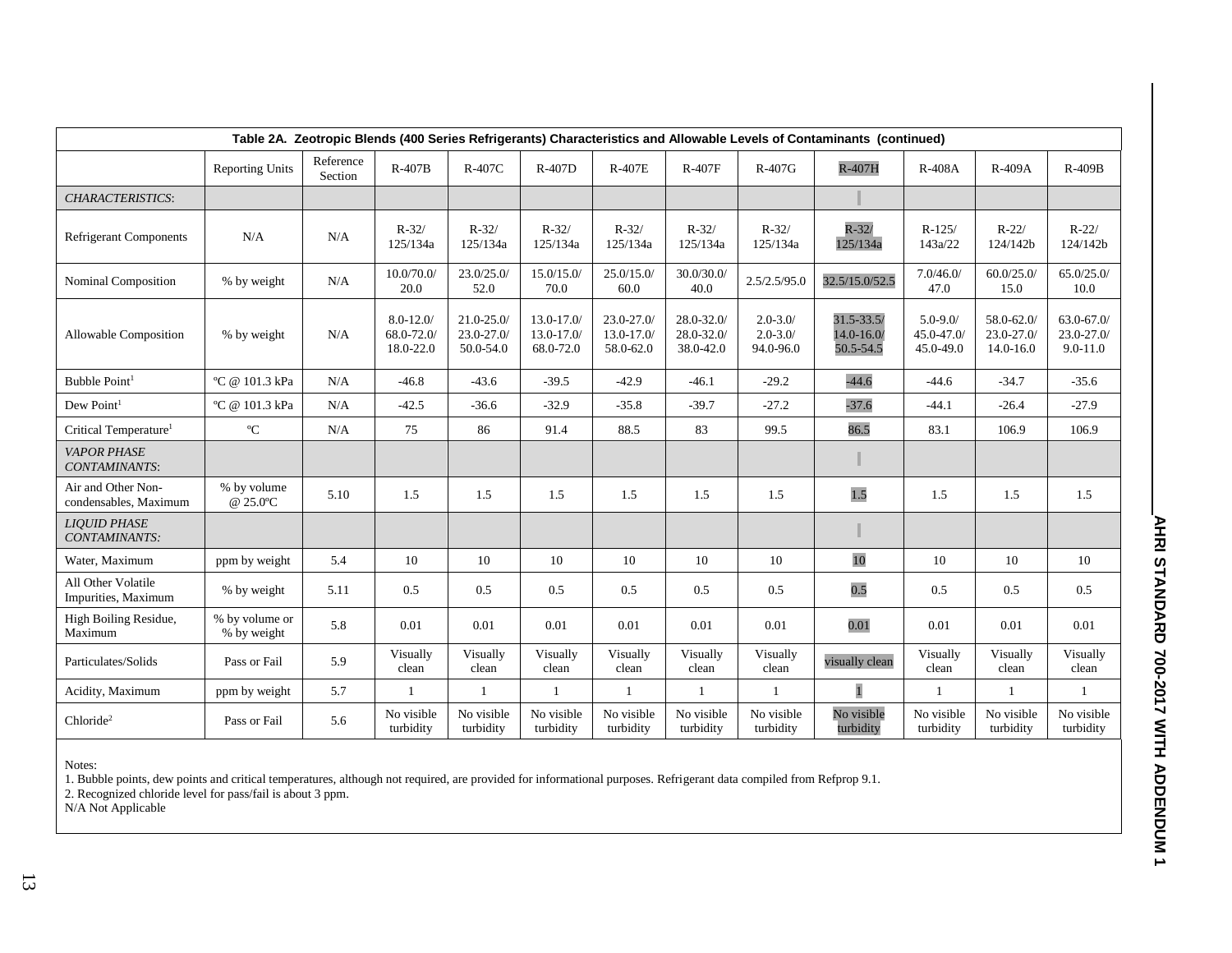**Table 2A. Zeotropic Blends (400 Series Refrigerants) Characteristics and Allowable Levels of Contaminants (continued)**

| | Reporting Units | Reference Section | R-407B | R-407C | R-407D | R-407E | R-407F | R-407G | R-407H | R-408A | R-409A | R-409B |
|---|---|---|---|---|---|---|---|---|---|---|---|---|
| *CHARACTERISTICS*: | | | | | | | | | | | | |
| Refrigerant Components | N/A | N/A | R-32/ 125/134a | R-32/ 125/134a | R-32/ 125/134a | R-32/ 125/134a | R-32/ 125/134a | R-32/ 125/134a | R-32/ 125/134a | R-125/ 143a/22 | R-22/ 124/142b | R-22/ 124/142b |
| Nominal Composition | % by weight | N/A | 10.0/70.0/ 20.0 | 23.0/25.0/ 52.0 | 15.0/15.0/ 70.0 | 25.0/15.0/ 60.0 | 30.0/30.0/ 40.0 | 2.5/2.5/95.0 | 32.5/15.0/52.5 | 7.0/46.0/ 47.0 | 60.0/25.0/ 15.0 | 65.0/25.0/ 10.0 |
| Allowable Composition | % by weight | N/A | 8.0-12.0/ 68.0-72.0/ 18.0-22.0 | 21.0-25.0/ 23.0-27.0/ 50.0-54.0 | 13.0-17.0/ 13.0-17.0/ 68.0-72.0 | 23.0-27.0/ 13.0-17.0/ 58.0-62.0 | 28.0-32.0/ 28.0-32.0/ 38.0-42.0 | 2.0-3.0/ 2.0-3.0/ 94.0-96.0 | 31.5-33.5/ 14.0-16.0/ 50.5-54.5 | 5.0-9.0/ 45.0-47.0/ 45.0-49.0 | 58.0-62.0/ 23.0-27.0/ 14.0-16.0 | 63.0-67.0/ 23.0-27.0/ 9.0-11.0 |
| Bubble Point[1] | ºC @ 101.3 kPa | N/A | -46.8 | -43.6 | -39.5 | -42.9 | -46.1 | -29.2 | -44.6 | -44.6 | -34.7 | -35.6 |
| Dew Point[1] | ºC @ 101.3 kPa | N/A | -42.5 | -36.6 | -32.9 | -35.8 | -39.7 | -27.2 | -37.6 | -44.1 | -26.4 | -27.9 |
| Critical Temperature[1] | ºC | N/A | 75 | 86 | 91.4 | 88.5 | 83 | 99.5 | 86.5 | 83.1 | 106.9 | 106.9 |
| *VAPOR PHASE CONTAMINANTS*: | | | | | | | | | | | | |
| Air and Other Non-condensables, Maximum | % by volume @ 25.0ºC | 5.10 | 1.5 | 1.5 | 1.5 | 1.5 | 1.5 | 1.5 | 1.5 | 1.5 | 1.5 | 1.5 |
| *LIQUID PHASE CONTAMINANTS:* | | | | | | | | | | | | |
| Water, Maximum | ppm by weight | 5.4 | 10 | 10 | 10 | 10 | 10 | 10 | 10 | 10 | 10 | 10 |
| All Other Volatile Impurities, Maximum | % by weight | 5.11 | 0.5 | 0.5 | 0.5 | 0.5 | 0.5 | 0.5 | 0.5 | 0.5 | 0.5 | 0.5 |
| High Boiling Residue, Maximum | % by volume or % by weight | 5.8 | 0.01 | 0.01 | 0.01 | 0.01 | 0.01 | 0.01 | 0.01 | 0.01 | 0.01 | 0.01 |
| Particulates/Solids | Pass or Fail | 5.9 | Visually clean | Visually clean | Visually clean | Visually clean | Visually clean | Visually clean | visually clean | Visually clean | Visually clean | Visually clean |
| Acidity, Maximum | ppm by weight | 5.7 | 1 | 1 | 1 | 1 | 1 | 1 | 1 | 1 | 1 | 1 |
| Chloride[2] | Pass or Fail | 5.6 | No visible turbidity | No visible turbidity | No visible turbidity | No visible turbidity | No visible turbidity | No visible turbidity | No visible turbidity | No visible turbidity | No visible turbidity | No visible turbidity |

Notes:
1. Bubble points, dew points and critical temperatures, although not required, are provided for informational purposes. Refrigerant data compiled from Refprop 9.1.
2. Recognized chloride level for pass/fail is about 3 ppm.
N/A Not Applicable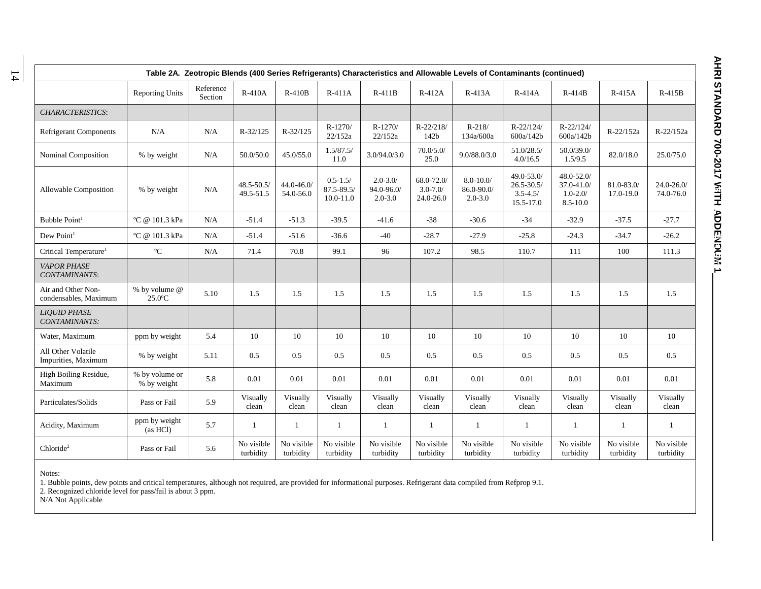**Table 2A. Zeotropic Blends (400 Series Refrigerants) Characteristics and Allowable Levels of Contaminants (continued)**

| | Reporting Units | Reference Section | R-410A | R-410B | R-411A | R-411B | R-412A | R-413A | R-414A | R-414B | R-415A | R-415B |
|---|---|---|---|---|---|---|---|---|---|---|---|---|
| *CHARACTERISTICS*: | | | | | | | | | | | | |
| Refrigerant Components | N/A | N/A | R-32/125 | R-32/125 | R-1270/ 22/152a | R-1270/ 22/152a | R-22/218/ 142b | R-218/ 134a/600a | R-22/124/ 600a/142b | R-22/124/ 600a/142b | R-22/152a | R-22/152a |
| Nominal Composition | % by weight | N/A | 50.0/50.0 | 45.0/55.0 | 1.5/87.5/ 11.0 | 3.0/94.0/3.0 | 70.0/5.0/ 25.0 | 9.0/88.0/3.0 | 51.0/28.5/ 4.0/16.5 | 50.0/39.0/ 1.5/9.5 | 82.0/18.0 | 25.0/75.0 |
| Allowable Composition | % by weight | N/A | 48.5-50.5/ 49.5-51.5 | 44.0-46.0/ 54.0-56.0 | 0.5-1.5/ 87.5-89.5/ 10.0-11.0 | 2.0-3.0/ 94.0-96.0/ 2.0-3.0 | 68.0-72.0/ 3.0-7.0/ 24.0-26.0 | 8.0-10.0/ 86.0-90.0/ 2.0-3.0 | 49.0-53.0/ 26.5-30.5/ 3.5-4.5/ 15.5-17.0 | 48.0-52.0/ 37.0-41.0/ 1.0-2.0/ 8.5-10.0 | 81.0-83.0/ 17.0-19.0 | 24.0-26.0/ 74.0-76.0 |
| Bubble Point[1] | ºC @ 101.3 kPa | N/A | -51.4 | -51.3 | -39.5 | -41.6 | -38 | -30.6 | -34 | -32.9 | -37.5 | -27.7 |
| Dew Point[1] | ºC @ 101.3 kPa | N/A | -51.4 | -51.6 | -36.6 | -40 | -28.7 | -27.9 | -25.8 | -24.3 | -34.7 | -26.2 |
| Critical Temperature[1] | ºC | N/A | 71.4 | 70.8 | 99.1 | 96 | 107.2 | 98.5 | 110.7 | 111 | 100 | 111.3 |
| *VAPOR PHASE CONTAMINANTS*: | | | | | | | | | | | | |
| Air and Other Non-condensables, Maximum | % by volume @ 25.0ºC | 5.10 | 1.5 | 1.5 | 1.5 | 1.5 | 1.5 | 1.5 | 1.5 | 1.5 | 1.5 | 1.5 |
| *LIQUID PHASE CONTAMINANTS:* | | | | | | | | | | | | |
| Water, Maximum | ppm by weight | 5.4 | 10 | 10 | 10 | 10 | 10 | 10 | 10 | 10 | 10 | 10 |
| All Other Volatile Impurities, Maximum | % by weight | 5.11 | 0.5 | 0.5 | 0.5 | 0.5 | 0.5 | 0.5 | 0.5 | 0.5 | 0.5 | 0.5 |
| High Boiling Residue, Maximum | % by volume or % by weight | 5.8 | 0.01 | 0.01 | 0.01 | 0.01 | 0.01 | 0.01 | 0.01 | 0.01 | 0.01 | 0.01 |
| Particulates/Solids | Pass or Fail | 5.9 | Visually clean | Visually clean | Visually clean | Visually clean | Visually clean | Visually clean | Visually clean | Visually clean | Visually clean | Visually clean |
| Acidity, Maximum | ppm by weight (as HCl) | 5.7 | 1 | 1 | 1 | 1 | 1 | 1 | 1 | 1 | 1 | 1 |
| Chloride[2] | Pass or Fail | 5.6 | No visible turbidity | No visible turbidity | No visible turbidity | No visible turbidity | No visible turbidity | No visible turbidity | No visible turbidity | No visible turbidity | No visible turbidity | No visible turbidity |

Notes:

1. Bubble points, dew points and critical temperatures, although not required, are provided for informational purposes. Refrigerant data compiled from Refprop 9.1.
2. Recognized chloride level for pass/fail is about 3 ppm.

N/A Not Applicable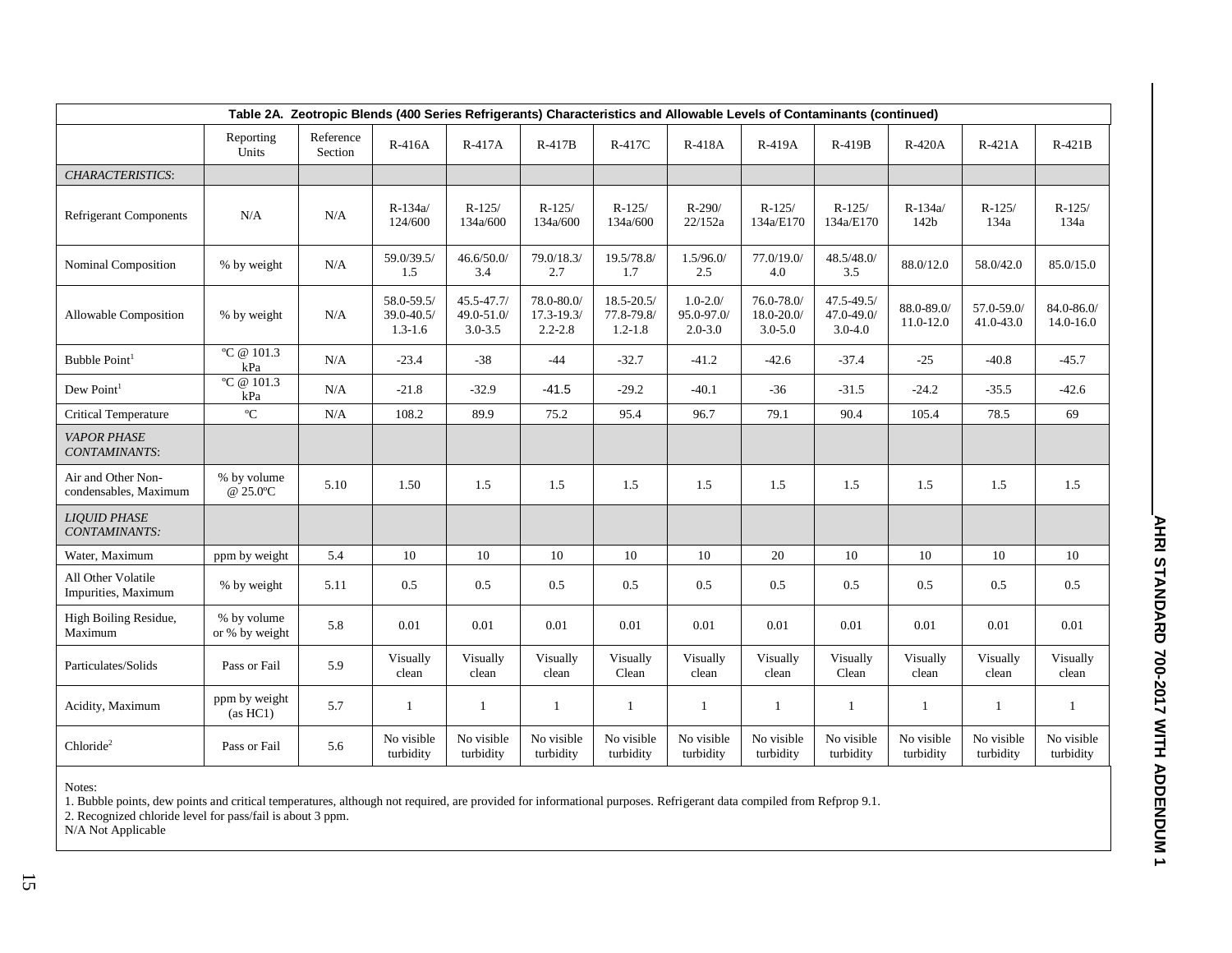| Table 2A. Zeotropic Blends (400 Series Refrigerants) Characteristics and Allowable Levels of Contaminants (continued) | | | | | | | | | | | | |
|---|---|---|---|---|---|---|---|---|---|---|---|---|
| | Reporting Units | Reference Section | R-416A | R-417A | R-417B | R-417C | R-418A | R-419A | R-419B | R-420A | R-421A | R-421B |
| *CHARACTERISTICS*: | | | | | | | | | | | | |
| Refrigerant Components | N/A | N/A | R-134a/ 124/600 | R-125/ 134a/600 | R-125/ 134a/600 | R-125/ 134a/600 | R-290/ 22/152a | R-125/ 134a/E170 | R-125/ 134a/E170 | R-134a/ 142b | R-125/ 134a | R-125/ 134a |
| Nominal Composition | % by weight | N/A | 59.0/39.5/ 1.5 | 46.6/50.0/ 3.4 | 79.0/18.3/ 2.7 | 19.5/78.8/ 1.7 | 1.5/96.0/ 2.5 | 77.0/19.0/ 4.0 | 48.5/48.0/ 3.5 | 88.0/12.0 | 58.0/42.0 | 85.0/15.0 |
| Allowable Composition | % by weight | N/A | 58.0-59.5/ 39.0-40.5/ 1.3-1.6 | 45.5-47.7/ 49.0-51.0/ 3.0-3.5 | 78.0-80.0/ 17.3-19.3/ 2.2-2.8 | 18.5-20.5/ 77.8-79.8/ 1.2-1.8 | 1.0-2.0/ 95.0-97.0/ 2.0-3.0 | 76.0-78.0/ 18.0-20.0/ 3.0-5.0 | 47.5-49.5/ 47.0-49.0/ 3.0-4.0 | 88.0-89.0/ 11.0-12.0 | 57.0-59.0/ 41.0-43.0 | 84.0-86.0/ 14.0-16.0 |
| Bubble Point[1] | ºC @ 101.3 kPa | N/A | -23.4 | -38 | -44 | -32.7 | -41.2 | -42.6 | -37.4 | -25 | -40.8 | -45.7 |
| Dew Point[1] | ºC @ 101.3 kPa | N/A | -21.8 | -32.9 | -41.5 | -29.2 | -40.1 | -36 | -31.5 | -24.2 | -35.5 | -42.6 |
| Critical Temperature | ºC | N/A | 108.2 | 89.9 | 75.2 | 95.4 | 96.7 | 79.1 | 90.4 | 105.4 | 78.5 | 69 |
| *VAPOR PHASE CONTAMINANTS*: | | | | | | | | | | | | |
| Air and Other Non-condensables, Maximum | % by volume @ 25.0ºC | 5.10 | 1.50 | 1.5 | 1.5 | 1.5 | 1.5 | 1.5 | 1.5 | 1.5 | 1.5 | 1.5 |
| *LIQUID PHASE CONTAMINANTS:* | | | | | | | | | | | | |
| Water, Maximum | ppm by weight | 5.4 | 10 | 10 | 10 | 10 | 10 | 20 | 10 | 10 | 10 | 10 |
| All Other Volatile Impurities, Maximum | % by weight | 5.11 | 0.5 | 0.5 | 0.5 | 0.5 | 0.5 | 0.5 | 0.5 | 0.5 | 0.5 | 0.5 |
| High Boiling Residue, Maximum | % by volume or % by weight | 5.8 | 0.01 | 0.01 | 0.01 | 0.01 | 0.01 | 0.01 | 0.01 | 0.01 | 0.01 | 0.01 |
| Particulates/Solids | Pass or Fail | 5.9 | Visually clean | Visually clean | Visually clean | Visually Clean | Visually clean | Visually clean | Visually Clean | Visually clean | Visually clean | Visually clean |
| Acidity, Maximum | ppm by weight (as HC1) | 5.7 | 1 | 1 | 1 | 1 | 1 | 1 | 1 | 1 | 1 | 1 |
| Chloride[2] | Pass or Fail | 5.6 | No visible turbidity | No visible turbidity | No visible turbidity | No visible turbidity | No visible turbidity | No visible turbidity | No visible turbidity | No visible turbidity | No visible turbidity | No visible turbidity |

Notes:
1. Bubble points, dew points and critical temperatures, although not required, are provided for informational purposes. Refrigerant data compiled from Refprop 9.1.
2. Recognized chloride level for pass/fail is about 3 ppm.
N/A Not Applicable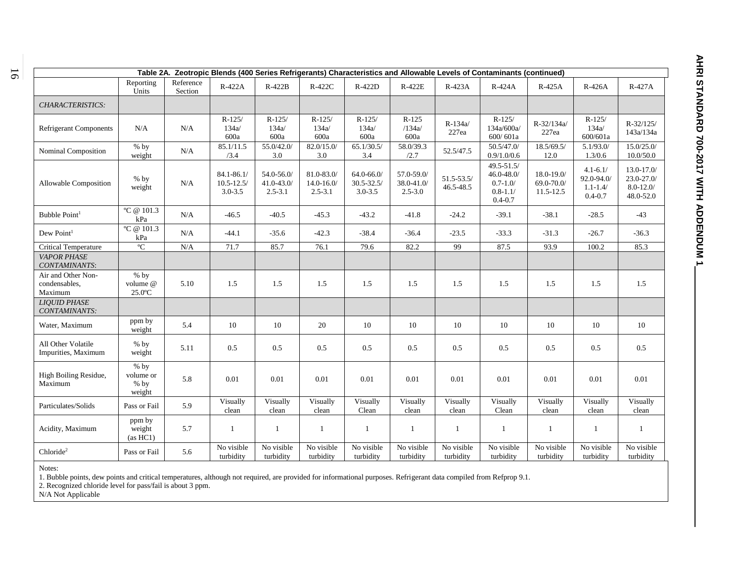**Table 2A. Zeotropic Blends (400 Series Refrigerants) Characteristics and Allowable Levels of Contaminants (continued)**

| | Reporting Units | Reference Section | R-422A | R-422B | R-422C | R-422D | R-422E | R-423A | R-424A | R-425A | R-426A | R-427A |
|---|---|---|---|---|---|---|---|---|---|---|---|---|
| *CHARACTERISTICS:* | | | | | | | | | | | | |
| Refrigerant Components | N/A | N/A | R-125/ 134a/ 600a | R-125/ 134a/ 600a | R-125/ 134a/ 600a | R-125/ 134a/ 600a | R-125 /134a/ 600a | R-134a/ 227ea | R-125/ 134a/600a/ 600/ 601a | R-32/134a/ 227ea | R-125/ 134a/ 600/601a | R-32/125/ 143a/134a |
| Nominal Composition | % by weight | N/A | 85.1/11.5 /3.4 | 55.0/42.0/ 3.0 | 82.0/15.0/ 3.0 | 65.1/30.5/ 3.4 | 58.0/39.3 /2.7 | 52.5/47.5 | 50.5/47.0/ 0.9/1.0/0.6 | 18.5/69.5/ 12.0 | 5.1/93.0/ 1.3/0.6 | 15.0/25.0/ 10.0/50.0 |
| Allowable Composition | % by weight | N/A | 84.1-86.1/ 10.5-12.5/ 3.0-3.5 | 54.0-56.0/ 41.0-43.0/ 2.5-3.1 | 81.0-83.0/ 14.0-16.0/ 2.5-3.1 | 64.0-66.0/ 30.5-32.5/ 3.0-3.5 | 57.0-59.0/ 38.0-41.0/ 2.5-3.0 | 51.5-53.5/ 46.5-48.5 | 49.5-51.5/ 46.0-48.0/ 0.7-1.0/ 0.8-1.1/ 0.4-0.7 | 18.0-19.0/ 69.0-70.0/ 11.5-12.5 | 4.1-6.1/ 92.0-94.0/ 1.1-1.4/ 0.4-0.7 | 13.0-17.0/ 23.0-27.0/ 8.0-12.0/ 48.0-52.0 |
| Bubble Point[1] | ºC @ 101.3 kPa | N/A | -46.5 | -40.5 | -45.3 | -43.2 | -41.8 | -24.2 | -39.1 | -38.1 | -28.5 | -43 |
| Dew Point[1] | ºC @ 101.3 kPa | N/A | -44.1 | -35.6 | -42.3 | -38.4 | -36.4 | -23.5 | -33.3 | -31.3 | -26.7 | -36.3 |
| Critical Temperature | ºC | N/A | 71.7 | 85.7 | 76.1 | 79.6 | 82.2 | 99 | 87.5 | 93.9 | 100.2 | 85.3 |
| *VAPOR PHASE CONTAMINANTS*: | | | | | | | | | | | | |
| Air and Other Non-condensables, Maximum | % by volume @ 25.0ºC | 5.10 | 1.5 | 1.5 | 1.5 | 1.5 | 1.5 | 1.5 | 1.5 | 1.5 | 1.5 | 1.5 |
| *LIQUID PHASE CONTAMINANTS:* | | | | | | | | | | | | |
| Water, Maximum | ppm by weight | 5.4 | 10 | 10 | 20 | 10 | 10 | 10 | 10 | 10 | 10 | 10 |
| All Other Volatile Impurities, Maximum | % by weight | 5.11 | 0.5 | 0.5 | 0.5 | 0.5 | 0.5 | 0.5 | 0.5 | 0.5 | 0.5 | 0.5 |
| High Boiling Residue, Maximum | % by volume or % by weight | 5.8 | 0.01 | 0.01 | 0.01 | 0.01 | 0.01 | 0.01 | 0.01 | 0.01 | 0.01 | 0.01 |
| Particulates/Solids | Pass or Fail | 5.9 | Visually clean | Visually clean | Visually clean | Visually Clean | Visually clean | Visually clean | Visually Clean | Visually clean | Visually clean | Visually clean |
| Acidity, Maximum | ppm by weight (as HC1) | 5.7 | 1 | 1 | 1 | 1 | 1 | 1 | 1 | 1 | 1 | 1 |
| Chloride[2] | Pass or Fail | 5.6 | No visible turbidity | No visible turbidity | No visible turbidity | No visible turbidity | No visible turbidity | No visible turbidity | No visible turbidity | No visible turbidity | No visible turbidity | No visible turbidity |

Notes:

1. Bubble points, dew points and critical temperatures, although not required, are provided for informational purposes. Refrigerant data compiled from Refprop 9.1.
2. Recognized chloride level for pass/fail is about 3 ppm.

N/A Not Applicable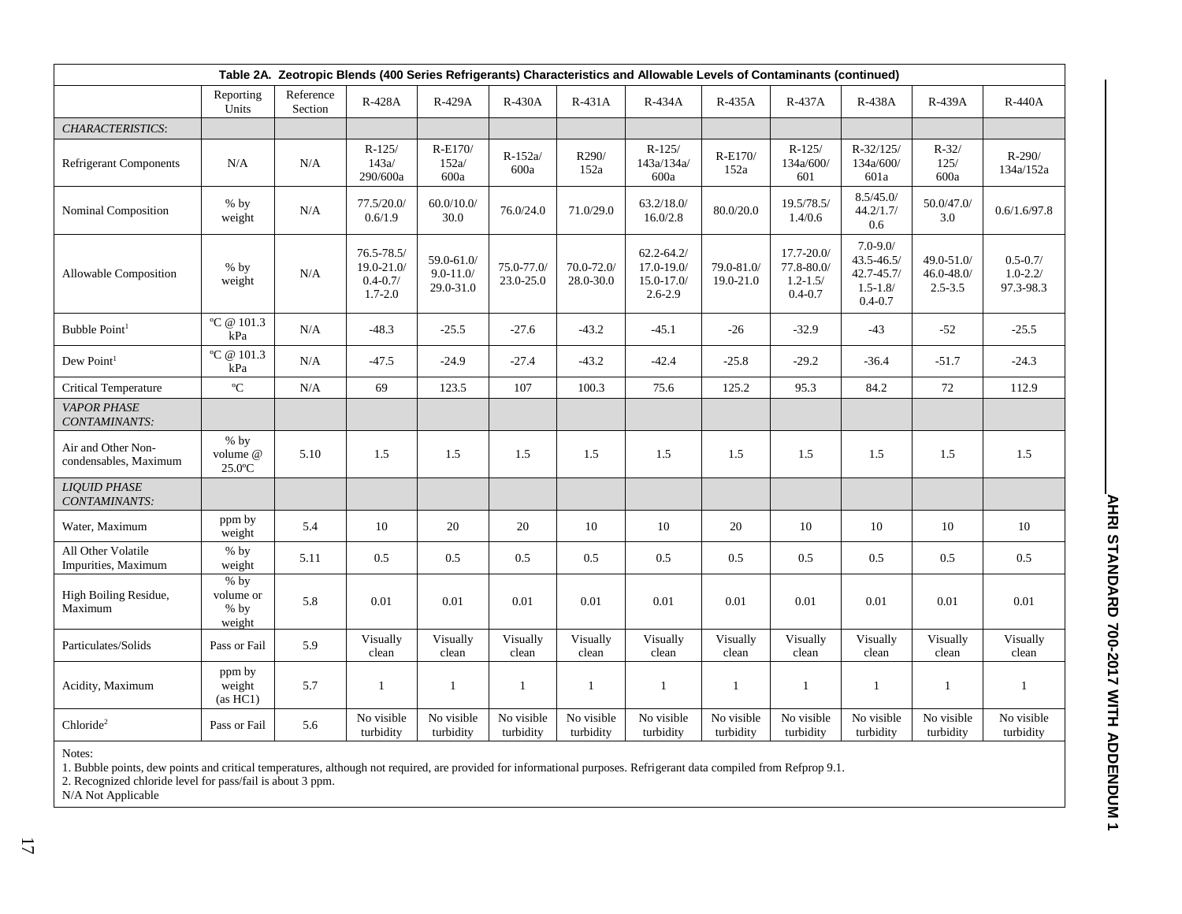| Table 2A. Zeotropic Blends (400 Series Refrigerants) Characteristics and Allowable Levels of Contaminants (continued) | | | | | | | | | | | | |
|---|---|---|---|---|---|---|---|---|---|---|---|---|
| | Reporting Units | Reference Section | R-428A | R-429A | R-430A | R-431A | R-434A | R-435A | R-437A | R-438A | R-439A | R-440A |
| *CHARACTERISTICS*: | | | | | | | | | | | | |
| Refrigerant Components | N/A | N/A | R-125/ 143a/ 290/600a | R-E170/ 152a/ 600a | R-152a/ 600a | R290/ 152a | R-125/ 143a/134a/ 600a | R-E170/ 152a | R-125/ 134a/600/ 601 | R-32/125/ 134a/600/ 601a | R-32/ 125/ 600a | R-290/ 134a/152a |
| Nominal Composition | % by weight | N/A | 77.5/20.0/ 0.6/1.9 | 60.0/10.0/ 30.0 | 76.0/24.0 | 71.0/29.0 | 63.2/18.0/ 16.0/2.8 | 80.0/20.0 | 19.5/78.5/ 1.4/0.6 | 8.5/45.0/ 44.2/1.7/ 0.6 | 50.0/47.0/ 3.0 | 0.6/1.6/97.8 |
| Allowable Composition | % by weight | N/A | 76.5-78.5/ 19.0-21.0/ 0.4-0.7/ 1.7-2.0 | 59.0-61.0/ 9.0-11.0/ 29.0-31.0 | 75.0-77.0/ 23.0-25.0 | 70.0-72.0/ 28.0-30.0 | 62.2-64.2/ 17.0-19.0/ 15.0-17.0/ 2.6-2.9 | 79.0-81.0/ 19.0-21.0 | 17.7-20.0/ 77.8-80.0/ 1.2-1.5/ 0.4-0.7 | 7.0-9.0/ 43.5-46.5/ 42.7-45.7/ 1.5-1.8/ 0.4-0.7 | 49.0-51.0/ 46.0-48.0/ 2.5-3.5 | 0.5-0.7/ 1.0-2.2/ 97.3-98.3 |
| Bubble Point[1] | ºC @ 101.3 kPa | N/A | -48.3 | -25.5 | -27.6 | -43.2 | -45.1 | -26 | -32.9 | -43 | -52 | -25.5 |
| Dew Point[1] | ºC @ 101.3 kPa | N/A | -47.5 | -24.9 | -27.4 | -43.2 | -42.4 | -25.8 | -29.2 | -36.4 | -51.7 | -24.3 |
| Critical Temperature | ºC | N/A | 69 | 123.5 | 107 | 100.3 | 75.6 | 125.2 | 95.3 | 84.2 | 72 | 112.9 |
| *VAPOR PHASE CONTAMINANTS:* | | | | | | | | | | | | |
| Air and Other Non-condensables, Maximum | % by volume @ 25.0ºC | 5.10 | 1.5 | 1.5 | 1.5 | 1.5 | 1.5 | 1.5 | 1.5 | 1.5 | 1.5 | 1.5 |
| *LIQUID PHASE CONTAMINANTS:* | | | | | | | | | | | | |
| Water, Maximum | ppm by weight | 5.4 | 10 | 20 | 20 | 10 | 10 | 20 | 10 | 10 | 10 | 10 |
| All Other Volatile Impurities, Maximum | % by weight | 5.11 | 0.5 | 0.5 | 0.5 | 0.5 | 0.5 | 0.5 | 0.5 | 0.5 | 0.5 | 0.5 |
| High Boiling Residue, Maximum | % by volume or % by weight | 5.8 | 0.01 | 0.01 | 0.01 | 0.01 | 0.01 | 0.01 | 0.01 | 0.01 | 0.01 | 0.01 |
| Particulates/Solids | Pass or Fail | 5.9 | Visually clean | Visually clean | Visually clean | Visually clean | Visually clean | Visually clean | Visually clean | Visually clean | Visually clean | Visually clean |
| Acidity, Maximum | ppm by weight (as HC1) | 5.7 | 1 | 1 | 1 | 1 | 1 | 1 | 1 | 1 | 1 | 1 |
| Chloride[2] | Pass or Fail | 5.6 | No visible turbidity | No visible turbidity | No visible turbidity | No visible turbidity | No visible turbidity | No visible turbidity | No visible turbidity | No visible turbidity | No visible turbidity | No visible turbidity |

Notes:

1. Bubble points, dew points and critical temperatures, although not required, are provided for informational purposes. Refrigerant data compiled from Refprop 9.1.
2. Recognized chloride level for pass/fail is about 3 ppm.

N/A Not Applicable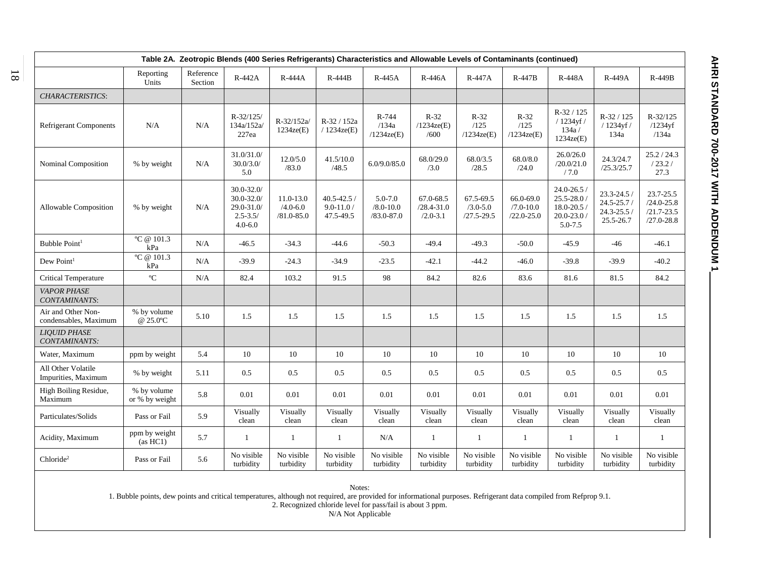**Table 2A. Zeotropic Blends (400 Series Refrigerants) Characteristics and Allowable Levels of Contaminants (continued)**

| | Reporting Units | Reference Section | R-442A | R-444A | R-444B | R-445A | R-446A | R-447A | R-447B | R-448A | R-449A | R-449B |
|---|---|---|---|---|---|---|---|---|---|---|---|---|
| *CHARACTERISTICS*: | | | | | | | | | | | | |
| Refrigerant Components | N/A | N/A | R-32/125/ 134a/152a/ 227ea | R-32/152a/ 1234ze(E) | R-32 / 152a / 1234ze(E) | R-744 /134a /1234ze(E) | R-32 /1234ze(E) /600 | R-32 /125 /1234ze(E) | R-32 /125 /1234ze(E) | R-32 / 125 / 1234yf / 134a / 1234ze(E) | R-32 / 125 / 1234yf / 134a | R-32/125 /1234yf /134a |
| Nominal Composition | % by weight | N/A | 31.0/31.0/ 30.0/3.0/ 5.0 | 12.0/5.0 /83.0 | 41.5/10.0 /48.5 | 6.0/9.0/85.0 | 68.0/29.0 /3.0 | 68.0/3.5 /28.5 | 68.0/8.0 /24.0 | 26.0/26.0 /20.0/21.0 / 7.0 | 24.3/24.7 /25.3/25.7 | 25.2 / 24.3 / 23.2 / 27.3 |
| Allowable Composition | % by weight | N/A | 30.0-32.0/ 30.0-32.0/ 29.0-31.0/ 2.5-3.5/ 4.0-6.0 | 11.0-13.0 /4.0-6.0 /81.0-85.0 | 40.5-42.5 / 9.0-11.0 / 47.5-49.5 | 5.0-7.0 /8.0-10.0 /83.0-87.0 | 67.0-68.5 /28.4-31.0 /2.0-3.1 | 67.5-69.5 /3.0-5.0 /27.5-29.5 | 66.0-69.0 /7.0-10.0 /22.0-25.0 | 24.0-26.5 / 25.5-28.0 / 18.0-20.5 / 20.0-23.0 / 5.0-7.5 | 23.3-24.5 / 24.5-25.7 / 24.3-25.5 / 25.5-26.7 | 23.7-25.5 /24.0-25.8 /21.7-23.5 /27.0-28.8 |
| Bubble Point[1] | ºC @ 101.3 kPa | N/A | -46.5 | -34.3 | -44.6 | -50.3 | -49.4 | -49.3 | -50.0 | -45.9 | -46 | -46.1 |
| Dew Point[1] | ºC @ 101.3 kPa | N/A | -39.9 | -24.3 | -34.9 | -23.5 | -42.1 | -44.2 | -46.0 | -39.8 | -39.9 | -40.2 |
| Critical Temperature | ºC | N/A | 82.4 | 103.2 | 91.5 | 98 | 84.2 | 82.6 | 83.6 | 81.6 | 81.5 | 84.2 |
| *VAPOR PHASE CONTAMINANTS*: | | | | | | | | | | | | |
| Air and Other Non-condensables, Maximum | % by volume @ 25.0ºC | 5.10 | 1.5 | 1.5 | 1.5 | 1.5 | 1.5 | 1.5 | 1.5 | 1.5 | 1.5 | 1.5 |
| *LIQUID PHASE CONTAMINANTS:* | | | | | | | | | | | | |
| Water, Maximum | ppm by weight | 5.4 | 10 | 10 | 10 | 10 | 10 | 10 | 10 | 10 | 10 | 10 |
| All Other Volatile Impurities, Maximum | % by weight | 5.11 | 0.5 | 0.5 | 0.5 | 0.5 | 0.5 | 0.5 | 0.5 | 0.5 | 0.5 | 0.5 |
| High Boiling Residue, Maximum | % by volume or % by weight | 5.8 | 0.01 | 0.01 | 0.01 | 0.01 | 0.01 | 0.01 | 0.01 | 0.01 | 0.01 | 0.01 |
| Particulates/Solids | Pass or Fail | 5.9 | Visually clean | Visually clean | Visually clean | Visually clean | Visually clean | Visually clean | Visually clean | Visually clean | Visually clean | Visually clean |
| Acidity, Maximum | ppm by weight (as HC1) | 5.7 | 1 | 1 | 1 | N/A | 1 | 1 | 1 | 1 | 1 | 1 |
| Chloride[2] | Pass or Fail | 5.6 | No visible turbidity | No visible turbidity | No visible turbidity | No visible turbidity | No visible turbidity | No visible turbidity | No visible turbidity | No visible turbidity | No visible turbidity | No visible turbidity |

Notes:
1. Bubble points, dew points and critical temperatures, although not required, are provided for informational purposes. Refrigerant data compiled from Refprop 9.1.
2. Recognized chloride level for pass/fail is about 3 ppm.
N/A Not Applicable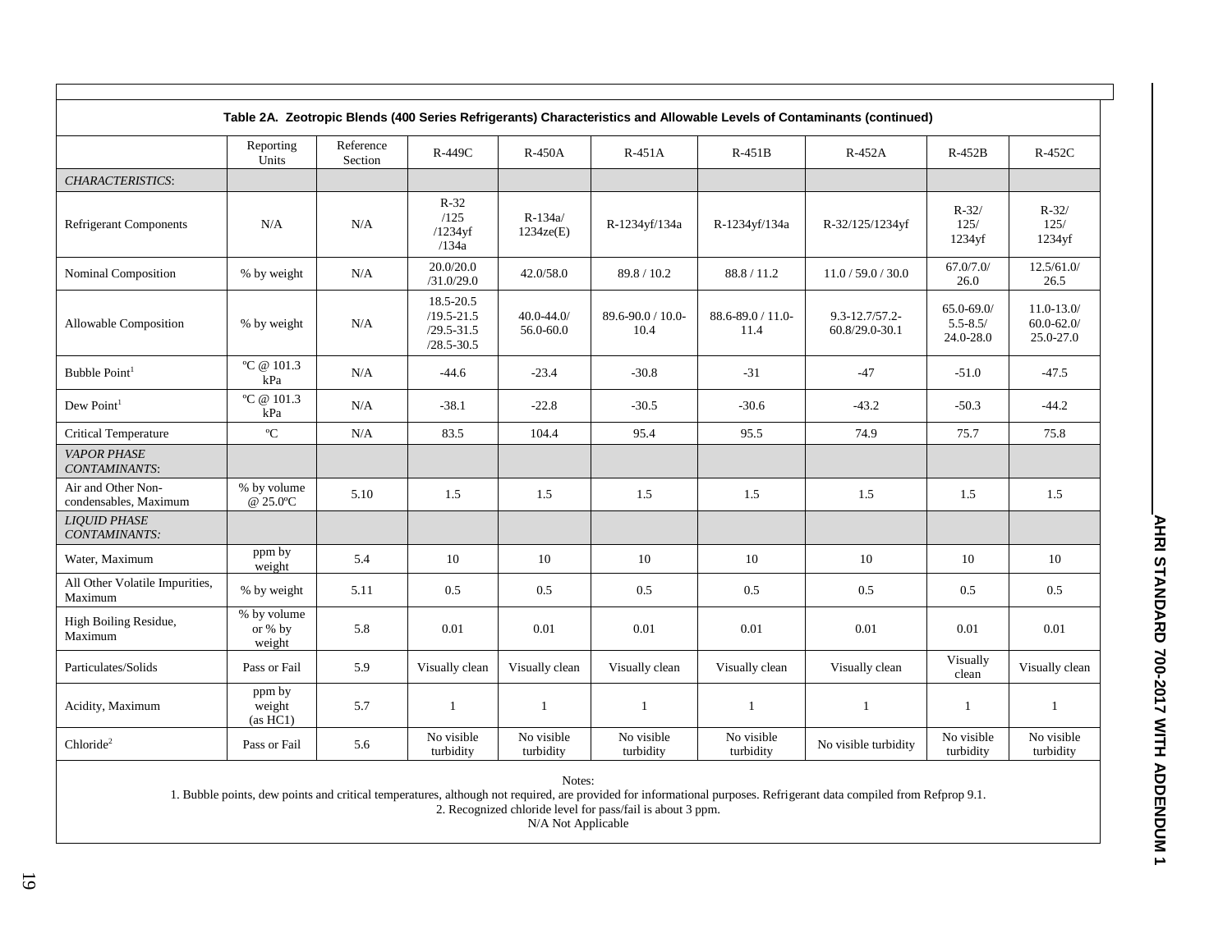**Table 2A. Zeotropic Blends (400 Series Refrigerants) Characteristics and Allowable Levels of Contaminants (continued)**

| | Reporting Units | Reference Section | R-449C | R-450A | R-451A | R-451B | R-452A | R-452B | R-452C |
|---|---|---|---|---|---|---|---|---|---|
| *CHARACTERISTICS*: | | | | | | | | | |
| Refrigerant Components | N/A | N/A | R-32 /125 /1234yf /134a | R-134a/ 1234ze(E) | R-1234yf/134a | R-1234yf/134a | R-32/125/1234yf | R-32/ 125/ 1234yf | R-32/ 125/ 1234yf |
| Nominal Composition | % by weight | N/A | 20.0/20.0 /31.0/29.0 | 42.0/58.0 | 89.8 / 10.2 | 88.8 / 11.2 | 11.0 / 59.0 / 30.0 | 67.0/7.0/ 26.0 | 12.5/61.0/ 26.5 |
| Allowable Composition | % by weight | N/A | 18.5-20.5 /19.5-21.5 /29.5-31.5 /28.5-30.5 | 40.0-44.0/ 56.0-60.0 | 89.6-90.0 / 10.0-10.4 | 88.6-89.0 / 11.0-11.4 | 9.3-12.7/57.2-60.8/29.0-30.1 | 65.0-69.0/ 5.5-8.5/ 24.0-28.0 | 11.0-13.0/ 60.0-62.0/ 25.0-27.0 |
| Bubble Point[1] | ºC @ 101.3 kPa | N/A | -44.6 | -23.4 | -30.8 | -31 | -47 | -51.0 | -47.5 |
| Dew Point[1] | ºC @ 101.3 kPa | N/A | -38.1 | -22.8 | -30.5 | -30.6 | -43.2 | -50.3 | -44.2 |
| Critical Temperature | ºC | N/A | 83.5 | 104.4 | 95.4 | 95.5 | 74.9 | 75.7 | 75.8 |
| *VAPOR PHASE CONTAMINANTS*: | | | | | | | | | |
| Air and Other Non-condensables, Maximum | % by volume @ 25.0ºC | 5.10 | 1.5 | 1.5 | 1.5 | 1.5 | 1.5 | 1.5 | 1.5 |
| *LIQUID PHASE CONTAMINANTS:* | | | | | | | | | |
| Water, Maximum | ppm by weight | 5.4 | 10 | 10 | 10 | 10 | 10 | 10 | 10 |
| All Other Volatile Impurities, Maximum | % by weight | 5.11 | 0.5 | 0.5 | 0.5 | 0.5 | 0.5 | 0.5 | 0.5 |
| High Boiling Residue, Maximum | % by volume or % by weight | 5.8 | 0.01 | 0.01 | 0.01 | 0.01 | 0.01 | 0.01 | 0.01 |
| Particulates/Solids | Pass or Fail | 5.9 | Visually clean | Visually clean | Visually clean | Visually clean | Visually clean | Visually clean | Visually clean |
| Acidity, Maximum | ppm by weight (as HC1) | 5.7 | 1 | 1 | 1 | 1 | 1 | 1 | 1 |
| Chloride[2] | Pass or Fail | 5.6 | No visible turbidity | No visible turbidity | No visible turbidity | No visible turbidity | No visible turbidity | No visible turbidity | No visible turbidity |

Notes:

1. Bubble points, dew points and critical temperatures, although not required, are provided for informational purposes. Refrigerant data compiled from Refprop 9.1.
2. Recognized chloride level for pass/fail is about 3 ppm.

N/A Not Applicable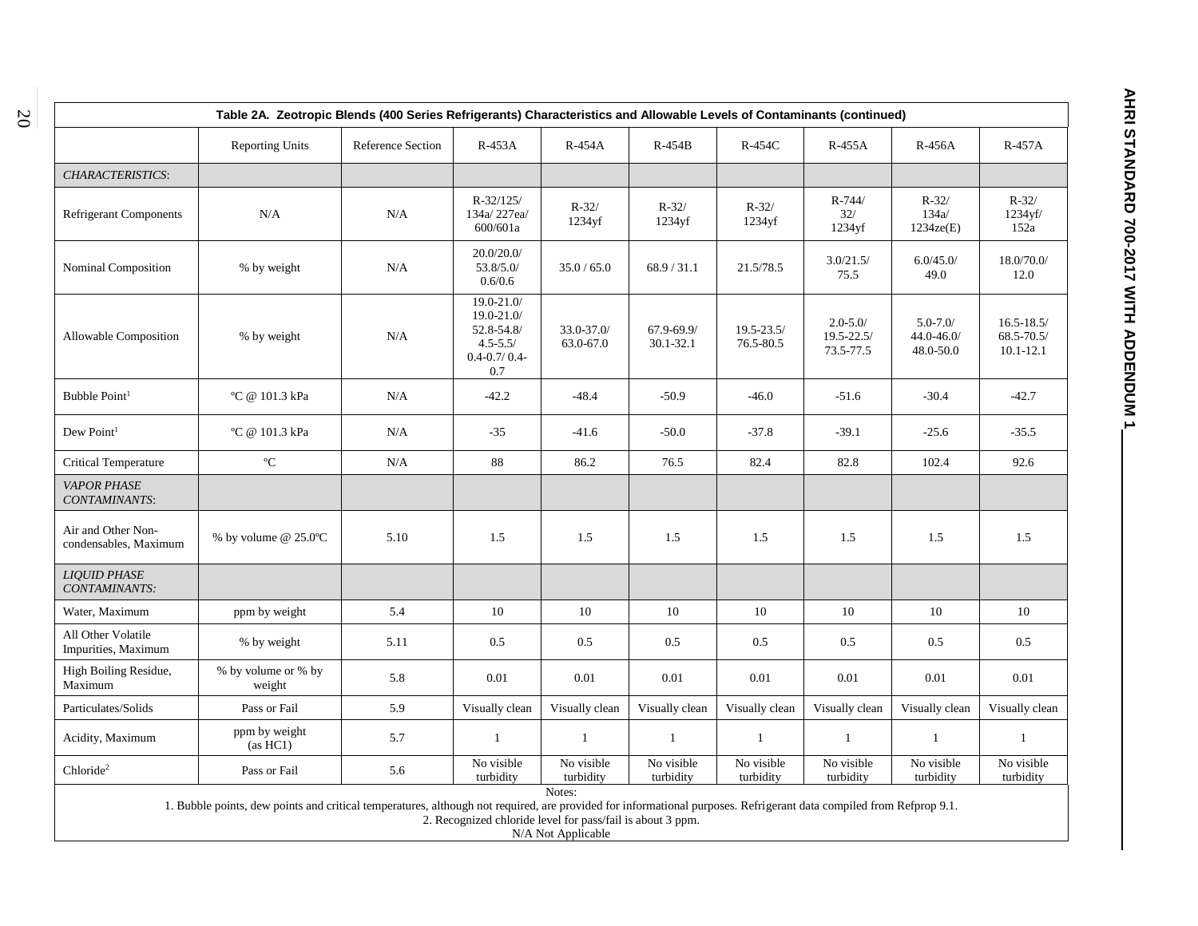**Table 2A. Zeotropic Blends (400 Series Refrigerants) Characteristics and Allowable Levels of Contaminants (continued)**

| | Reporting Units | Reference Section | R-453A | R-454A | R-454B | R-454C | R-455A | R-456A | R-457A |
|---|---|---|---|---|---|---|---|---|---|
| *CHARACTERISTICS*: | | | | | | | | | |
| Refrigerant Components | N/A | N/A | R-32/125/ 134a/ 227ea/ 600/601a | R-32/ 1234yf | R-32/ 1234yf | R-32/ 1234yf | R-744/ 32/ 1234yf | R-32/ 134a/ 1234ze(E) | R-32/ 1234yf/ 152a |
| Nominal Composition | % by weight | N/A | 20.0/20.0/ 53.8/5.0/ 0.6/0.6 | 35.0 / 65.0 | 68.9 / 31.1 | 21.5/78.5 | 3.0/21.5/ 75.5 | 6.0/45.0/ 49.0 | 18.0/70.0/ 12.0 |
| Allowable Composition | % by weight | N/A | 19.0-21.0/ 19.0-21.0/ 52.8-54.8/ 4.5-5.5/ 0.4-0.7/ 0.4-0.7 | 33.0-37.0/ 63.0-67.0 | 67.9-69.9/ 30.1-32.1 | 19.5-23.5/ 76.5-80.5 | 2.0-5.0/ 19.5-22.5/ 73.5-77.5 | 5.0-7.0/ 44.0-46.0/ 48.0-50.0 | 16.5-18.5/ 68.5-70.5/ 10.1-12.1 |
| Bubble Point[1] | ºC @ 101.3 kPa | N/A | -42.2 | -48.4 | -50.9 | -46.0 | -51.6 | -30.4 | -42.7 |
| Dew Point[1] | ºC @ 101.3 kPa | N/A | -35 | -41.6 | -50.0 | -37.8 | -39.1 | -25.6 | -35.5 |
| Critical Temperature | ºC | N/A | 88 | 86.2 | 76.5 | 82.4 | 82.8 | 102.4 | 92.6 |
| *VAPOR PHASE CONTAMINANTS*: | | | | | | | | | |
| Air and Other Non-condensables, Maximum | % by volume @ 25.0ºC | 5.10 | 1.5 | 1.5 | 1.5 | 1.5 | 1.5 | 1.5 | 1.5 |
| *LIQUID PHASE CONTAMINANTS:* | | | | | | | | | |
| Water, Maximum | ppm by weight | 5.4 | 10 | 10 | 10 | 10 | 10 | 10 | 10 |
| All Other Volatile Impurities, Maximum | % by weight | 5.11 | 0.5 | 0.5 | 0.5 | 0.5 | 0.5 | 0.5 | 0.5 |
| High Boiling Residue, Maximum | % by volume or % by weight | 5.8 | 0.01 | 0.01 | 0.01 | 0.01 | 0.01 | 0.01 | 0.01 |
| Particulates/Solids | Pass or Fail | 5.9 | Visually clean | Visually clean | Visually clean | Visually clean | Visually clean | Visually clean | Visually clean |
| Acidity, Maximum | ppm weight (as HC1) | 5.7 | 1 | 1 | 1 | 1 | 1 | 1 | 1 |
| Chloride[2] | Pass or Fail | 5.6 | No visible turbidity | No visible turbidity | No visible turbidity | No visible turbidity | No visible turbidity | No visible turbidity | No visible turbidity |

Notes:

1. Bubble points, dew points and critical temperatures, although not required, are provided for informational purposes. Refrigerant data compiled from Refprop 9.1.
2. Recognized chloride level for pass/fail is about 3 ppm.

N/A Not Applicable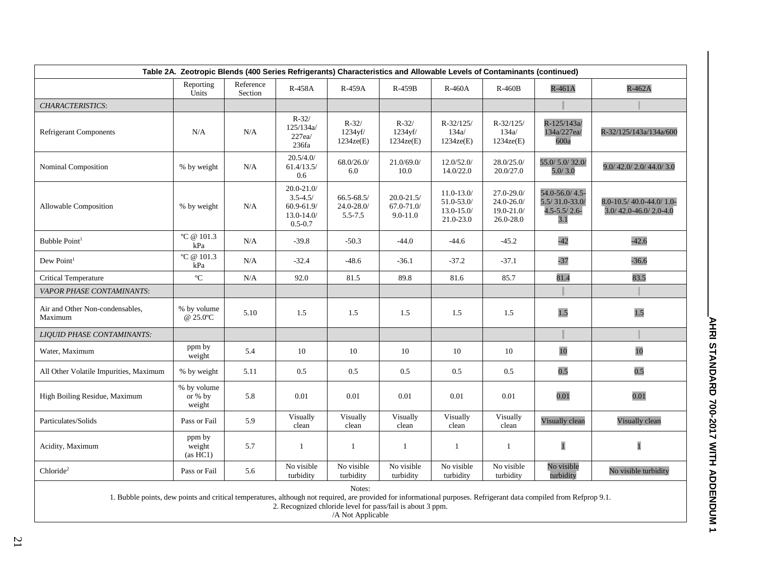| Table 2A. Zeotropic Blends (400 Series Refrigerants) Characteristics and Allowable Levels of Contaminants (continued) | | | | | | | | | |
|---|---|---|---|---|---|---|---|---|---|
| | Reporting Units | Reference Section | R-458A | R-459A | R-459B | R-460A | R-460B | R-461A | R-462A |
| *CHARACTERISTICS*: | | | | | | | | | |
| Refrigerant Components | N/A | N/A | R-32/ 125/134a/ 227ea/ 236fa | R-32/ 1234yf/ 1234ze(E) | R-32/ 1234yf/ 1234ze(E) | R-32/125/ 134a/ 1234ze(E) | R-32/125/ 134a/ 1234ze(E) | R-125/143a/ 134a/227ea/ 600a | R-32/125/143a/134a/600 |
| Nominal Composition | % by weight | N/A | 20.5/4.0/ 61.4/13.5/ 0.6 | 68.0/26.0/ 6.0 | 21.0/69.0/ 10.0 | 12.0/52.0/ 14.0/22.0 | 28.0/25.0/ 20.0/27.0 | 55.0/ 5.0/ 32.0/ 5.0/ 3.0 | 9.0/ 42.0/ 2.0/ 44.0/ 3.0 |
| Allowable Composition | % by weight | N/A | 20.0-21.0/ 3.5-4.5/ 60.9-61.9/ 13.0-14.0/ 0.5-0.7 | 66.5-68.5/ 24.0-28.0/ 5.5-7.5 | 20.0-21.5/ 67.0-71.0/ 9.0-11.0 | 11.0-13.0/ 51.0-53.0/ 13.0-15.0/ 21.0-23.0 | 27.0-29.0/ 24.0-26.0/ 19.0-21.0/ 26.0-28.0 | 54.0-56.0/ 4.5-5.5/ 31.0-33.0/ 4.5-5.5/ 2.6-3.1 | 8.0-10.5/ 40.0-44.0/ 1.0-3.0/ 42.0-46.0/ 2.0-4.0 |
| Bubble Point[1] | ºC @ 101.3 kPa | N/A | -39.8 | -50.3 | -44.0 | -44.6 | -45.2 | -42 | -42.6 |
| Dew Point[1] | ºC @ 101.3 kPa | N/A | -32.4 | -48.6 | -36.1 | -37.2 | -37.1 | -37 | -36.6 |
| Critical Temperature | ºC | N/A | 92.0 | 81.5 | 89.8 | 81.6 | 85.7 | 81.4 | 83.5 |
| *VAPOR PHASE CONTAMINANTS*: | | | | | | | | | |
| Air and Other Non-condensables, Maximum | % by volume @ 25.0ºC | 5.10 | 1.5 | 1.5 | 1.5 | 1.5 | 1.5 | 1.5 | 1.5 |
| *LIQUID PHASE CONTAMINANTS:* | | | | | | | | | |
| Water, Maximum | ppm by weight | 5.4 | 10 | 10 | 10 | 10 | 10 | 10 | 10 |
| All Other Volatile Impurities, Maximum | % by weight | 5.11 | 0.5 | 0.5 | 0.5 | 0.5 | 0.5 | 0.5 | 0.5 |
| High Boiling Residue, Maximum | % by volume or % by weight | 5.8 | 0.01 | 0.01 | 0.01 | 0.01 | 0.01 | 0.01 | 0.01 |
| Particulates/Solids | Pass or Fail | 5.9 | Visually clean | Visually clean | Visually clean | Visually clean | Visually clean | Visually clean | Visually clean |
| Acidity, Maximum | ppm by weight (as HC1) | 5.7 | 1 | 1 | 1 | 1 | 1 | 1 | 1 |
| Chloride[2] | Pass or Fail | 5.6 | No visible turbidity | No visible turbidity | No visible turbidity | No visible turbidity | No visible turbidity | No visible turbidity | No visible turbidity |

Notes:
1. Bubble points, dew points and critical temperatures, although not required, are provided for informational purposes. Refrigerant data compiled from Refprop 9.1.
2. Recognized chloride level for pass/fail is about 3 ppm.
/A Not Applicable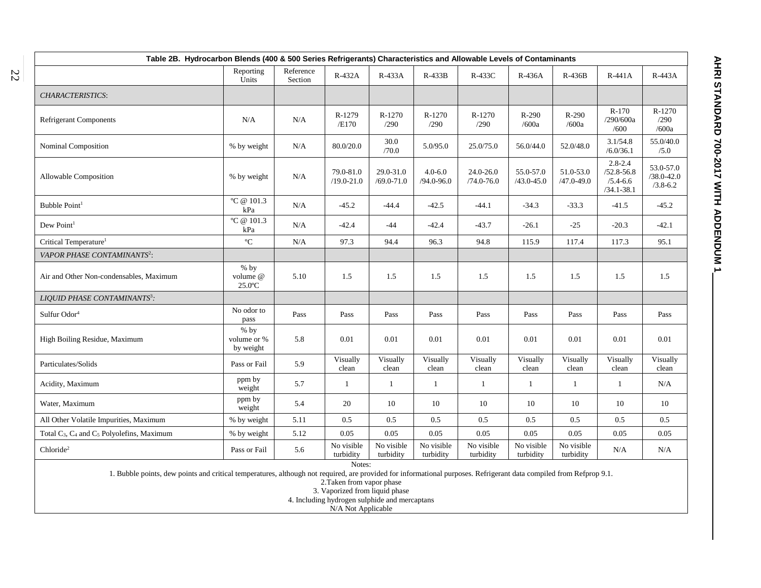**Table 2B. Hydrocarbon Blends (400 & 500 Series Refrigerants) Characteristics and Allowable Levels of Contaminants**

| | Reporting Units | Reference Section | R-432A | R-433A | R-433B | R-433C | R-436A | R-436B | R-441A | R-443A |
|---|---|---|---|---|---|---|---|---|---|---|
| *CHARACTERISTICS*: | | | | | | | | | | |
| Refrigerant Components | N/A | N/A | R-1279 /E170 | R-1270 /290 | R-1270 /290 | R-1270 /290 | R-290 /600a | R-290 /600a | R-170 /290/600a /600 | R-1270 /290 /600a |
| Nominal Composition | % by weight | N/A | 80.0/20.0 | 30.0 /70.0 | 5.0/95.0 | 25.0/75.0 | 56.0/44.0 | 52.0/48.0 | 3.1/54.8 /6.0/36.1 | 55.0/40.0 /5.0 |
| Allowable Composition | % by weight | N/A | 79.0-81.0 /19.0-21.0 | 29.0-31.0 /69.0-71.0 | 4.0-6.0 /94.0-96.0 | 24.0-26.0 /74.0-76.0 | 55.0-57.0 /43.0-45.0 | 51.0-53.0 /47.0-49.0 | 2.8-2.4 /52.8-56.8 /5.4-6.6 /34.1-38.1 | 53.0-57.0 /38.0-42.0 /3.8-6.2 |
| Bubble Point[1] | ºC @ 101.3 kPa | N/A | -45.2 | -44.4 | -42.5 | -44.1 | -34.3 | -33.3 | -41.5 | -45.2 |
| Dew Point[1] | ºC @ 101.3 kPa | N/A | -42.4 | -44 | -42.4 | -43.7 | -26.1 | -25 | -20.3 | -42.1 |
| Critical Temperature[1] | ºC | N/A | 97.3 | 94.4 | 96.3 | 94.8 | 115.9 | 117.4 | 117.3 | 95.1 |
| *VAPOR PHASE CONTAMINANTS*[2]: | | | | | | | | | | |
| Air and Other Non-condensables, Maximum | % by volume @ 25.0ºC | 5.10 | 1.5 | 1.5 | 1.5 | 1.5 | 1.5 | 1.5 | 1.5 | 1.5 |
| *LIQUID PHASE CONTAMINANTS*[3]: | | | | | | | | | | |
| Sulfur Odor[4] | No odor to pass | Pass | Pass | Pass | Pass | Pass | Pass | Pass | Pass | Pass |
| High Boiling Residue, Maximum | % by volume or % by weight | 5.8 | 0.01 | 0.01 | 0.01 | 0.01 | 0.01 | 0.01 | 0.01 | 0.01 |
| Particulates/Solids | Pass or Fail | 5.9 | Visually clean | Visually clean | Visually clean | Visually clean | Visually clean | Visually clean | Visually clean | Visually clean |
| Acidity, Maximum | ppm by weight | 5.7 | 1 | 1 | 1 | 1 | 1 | 1 | 1 | N/A |
| Water, Maximum | ppm by weight | 5.4 | 20 | 10 | 10 | 10 | 10 | 10 | 10 | 10 |
| All Other Volatile Impurities, Maximum | % by weight | 5.11 | 0.5 | 0.5 | 0.5 | 0.5 | 0.5 | 0.5 | 0.5 | 0.5 |
| Total $C_3$, $C_4$ and $C_5$ Polyolefins, Maximum | % by weight | 5.12 | 0.05 | 0.05 | 0.05 | 0.05 | 0.05 | 0.05 | 0.05 | 0.05 |
| Chloride[2] | Pass or Fail | 5.6 | No visible turbidity | No visible turbidity | No visible turbidity | No visible turbidity | No visible turbidity | No visible turbidity | N/A | N/A |

Notes:
1. Bubble points, dew points and critical temperatures, although not required, are provided for informational purposes. Refrigerant data compiled from Refprop 9.1.
2. Taken from vapor phase
3. Vaporized from liquid phase
4. Including hydrogen sulphide and mercaptans
N/A Not Applicable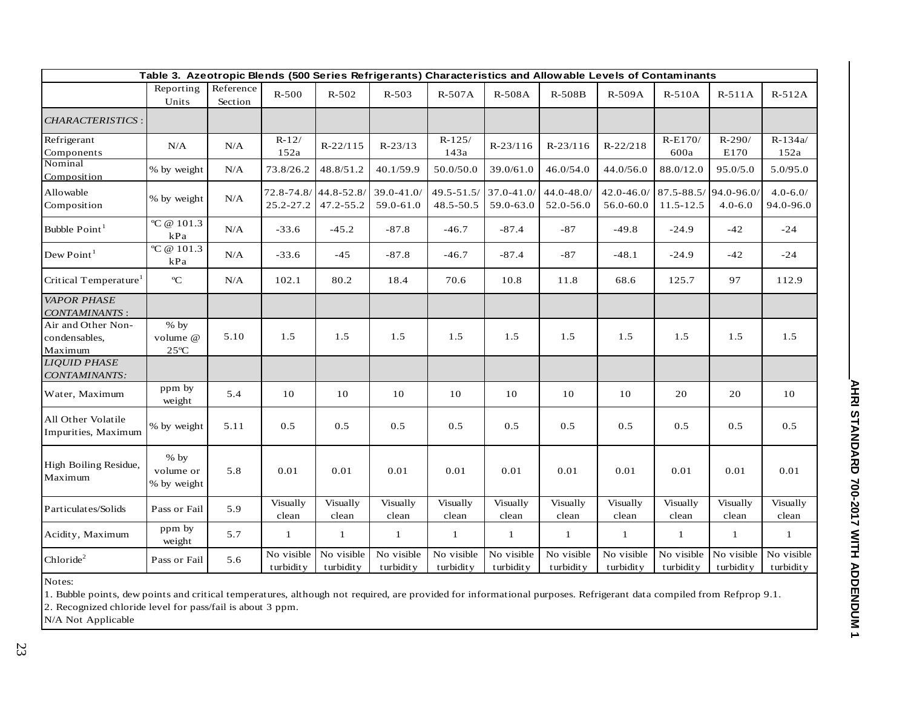**Table 3. Azeotropic Blends (500 Series Refrigerants) Characteristics and Allowable Levels of Contaminants**

| | Reporting Units | Reference Section | R-500 | R-502 | R-503 | R-507A | R-508A | R-508B | R-509A | R-510A | R-511A | R-512A |
|---|---|---|---|---|---|---|---|---|---|---|---|---|
| *CHARACTERISTICS:* | | | | | | | | | | | | |
| Refrigerant Components | N/A | N/A | R-12/ 152a | R-22/115 | R-23/13 | R-125/ 143a | R-23/116 | R-23/116 | R-22/218 | R-E170/ 600a | R-290/ E170 | R-134a/ 152a |
| Nominal Composition | % by weight | N/A | 73.8/26.2 | 48.8/51.2 | 40.1/59.9 | 50.0/50.0 | 39.0/61.0 | 46.0/54.0 | 44.0/56.0 | 88.0/12.0 | 95.0/5.0 | 5.0/95.0 |
| Allowable Composition | % by weight | N/A | 72.8-74.8/ 25.2-27.2 | 44.8-52.8/ 47.2-55.2 | 39.0-41.0/ 59.0-61.0 | 49.5-51.5/ 48.5-50.5 | 37.0-41.0/ 59.0-63.0 | 44.0-48.0/ 52.0-56.0 | 42.0-46.0/ 56.0-60.0 | 87.5-88.5/ 11.5-12.5 | 94.0-96.0/ 4.0-6.0 | 4.0-6.0/ 94.0-96.0 |
| Bubble Point[1] | °C @ 101.3 kPa | N/A | -33.6 | -45.2 | -87.8 | -46.7 | -87.4 | -87 | -49.8 | -24.9 | -42 | -24 |
| Dew Point[1] | °C @ 101.3 kPa | N/A | -33.6 | -45 | -87.8 | -46.7 | -87.4 | -87 | -48.1 | -24.9 | -42 | -24 |
| Critical Temperature[1] | °C | N/A | 102.1 | 80.2 | 18.4 | 70.6 | 10.8 | 11.8 | 68.6 | 125.7 | 97 | 112.9 |
| *VAPOR PHASE CONTAMINANTS:* | | | | | | | | | | | | |
| Air and Other Non-condensables, Maximum | % by volume @ 25°C | 5.10 | 1.5 | 1.5 | 1.5 | 1.5 | 1.5 | 1.5 | 1.5 | 1.5 | 1.5 | 1.5 |
| *LIQUID PHASE CONTAMINANTS:* | | | | | | | | | | | | |
| Water, Maximum | ppm by weight | 5.4 | 10 | 10 | 10 | 10 | 10 | 10 | 10 | 20 | 20 | 10 |
| All Other Volatile Impurities, Maximum | % by weight | 5.11 | 0.5 | 0.5 | 0.5 | 0.5 | 0.5 | 0.5 | 0.5 | 0.5 | 0.5 | 0.5 |
| High Boiling Residue, Maximum | % by volume or % by weight | 5.8 | 0.01 | 0.01 | 0.01 | 0.01 | 0.01 | 0.01 | 0.01 | 0.01 | 0.01 | 0.01 |
| Particulates/Solids | Pass or Fail | 5.9 | Visually clean | Visually clean | Visually clean | Visually clean | Visually clean | Visually clean | Visually clean | Visually clean | Visually clean | Visually clean |
| Acidity, Maximum | ppm by weight | 5.7 | 1 | 1 | 1 | 1 | 1 | 1 | 1 | 1 | 1 | 1 |
| Chloride[2] | Pass or Fail | 5.6 | No visible turbidity | No visible turbidity | No visible turbidity | No visible turbidity | No visible turbidity | No visible turbidity | No visible turbidity | No visible turbidity | No visible turbidity | No visible turbidity |

Notes:

1. Bubble points, dew points and critical temperatures, although not required, are provided for informational purposes. Refrigerant data compiled from Refprop 9.1.
2. Recognized chloride level for pass/fail is about 3 ppm.

N/A Not Applicable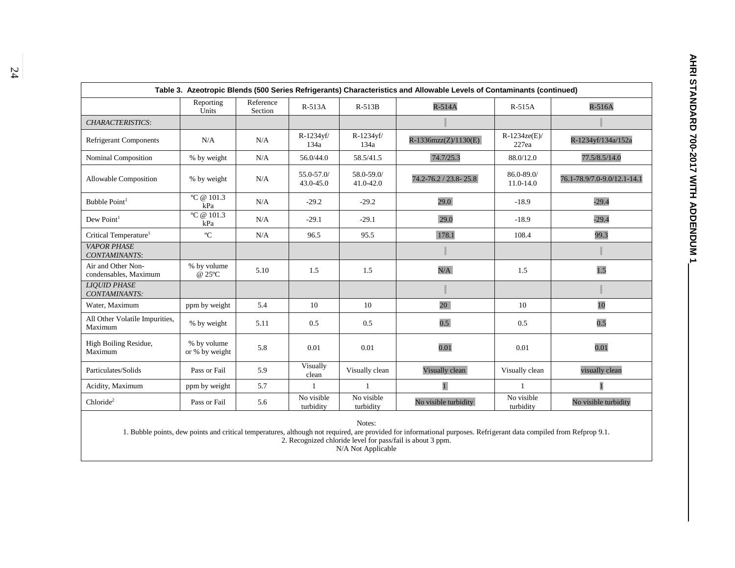| Table 3. Azeotropic Blends (500 Series Refrigerants) Characteristics and Allowable Levels of Contaminants (continued) | | | | | | | |
|---|---|---|---|---|---|---|---|
| | Reporting Units | Reference Section | R-513A | R-513B | R-514A | R-515A | R-516A |
| *CHARACTERISTICS*: | | | | | | | |
| Refrigerant Components | N/A | N/A | R-1234yf/ 134a | R-1234yf/ 134a | R-1336mzz(Z)/1130(E) | R-1234ze(E)/ 227ea | R-1234yf/134a/152a |
| Nominal Composition | % by weight | N/A | 56.0/44.0 | 58.5/41.5 | 74.7/25.3 | 88.0/12.0 | 77.5/8.5/14.0 |
| Allowable Composition | % by weight | N/A | 55.0-57.0/ 43.0-45.0 | 58.0-59.0/ 41.0-42.0 | 74.2-76.2 / 23.8- 25.8 | 86.0-89.0/ 11.0-14.0 | 76.1-78.9/7.0-9.0/12.1-14.1 |
| Bubble Point[1] | ºC @ 101.3 kPa | N/A | -29.2 | -29.2 | 29.0 | -18.9 | -29.4 |
| Dew Point[1] | ºC @ 101.3 kPa | N/A | -29.1 | -29.1 | 29.0 | -18.9 | -29.4 |
| Critical Temperature[1] | ºC | N/A | 96.5 | 95.5 | 178.1 | 108.4 | 99.3 |
| *VAPOR PHASE CONTAMINANTS*: | | | | | | | |
| Air and Other Non-condensables, Maximum | % by volume @ 25ºC | 5.10 | 1.5 | 1.5 | N/A | 1.5 | 1.5 |
| *LIQUID PHASE CONTAMINANTS:* | | | | | | | |
| Water, Maximum | ppm by weight | 5.4 | 10 | 10 | 20 | 10 | 10 |
| All Other Volatile Impurities, Maximum | % by weight | 5.11 | 0.5 | 0.5 | 0.5 | 0.5 | 0.5 |
| High Boiling Residue, Maximum | % by volume or % by weight | 5.8 | 0.01 | 0.01 | 0.01 | 0.01 | 0.01 |
| Particulates/Solids | Pass or Fail | 5.9 | Visually clean | Visually clean | Visually clean | Visually clean | visually clean |
| Acidity, Maximum | ppm by weight | 5.7 | 1 | 1 | 1 | 1 | 1 |
| Chloride[2] | Pass or Fail | 5.6 | No visible turbidity | No visible turbidity | No visible turbidity | No visible turbidity | No visible turbidity |

Notes:
1. Bubble points, dew points and critical temperatures, although not required, are provided for informational purposes. Refrigerant data compiled from Refprop 9.1.
2. Recognized chloride level for pass/fail is about 3 ppm.
N/A Not Applicable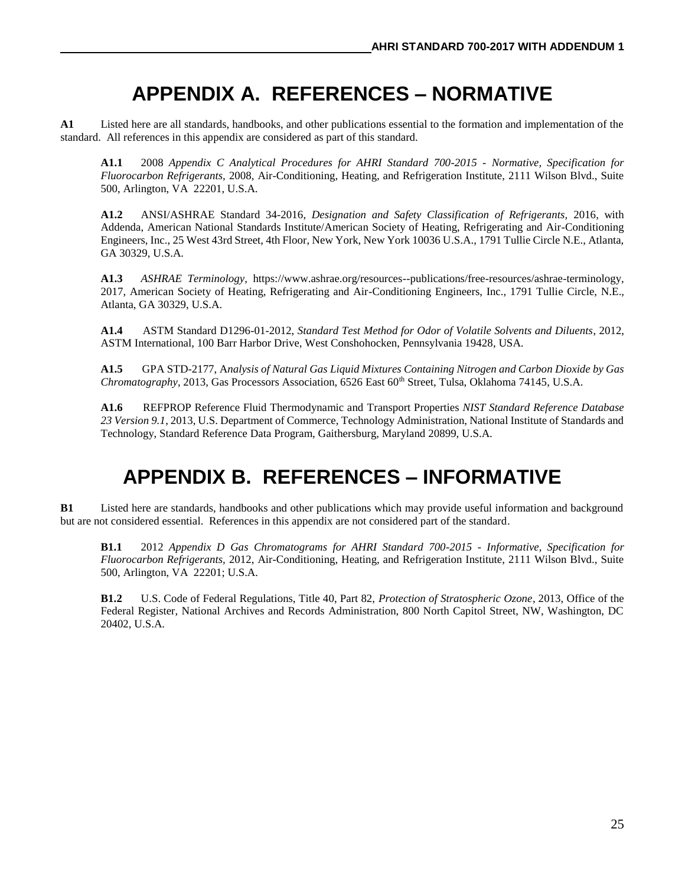# APPENDIX A. REFERENCES – NORMATIVE

**A1** Listed here are all standards, handbooks, and other publications essential to the formation and implementation of the standard. All references in this appendix are considered as part of this standard.

**A1.1** 2008 *Appendix C Analytical Procedures for AHRI Standard 700-2015 - Normative, Specification for Fluorocarbon Refrigerants*, 2008, Air-Conditioning, Heating, and Refrigeration Institute, 2111 Wilson Blvd., Suite 500, Arlington, VA 22201, U.S.A.

**A1.2** ANSI/ASHRAE Standard 34-2016, *Designation and Safety Classification of Refrigerants*, 2016, with Addenda, American National Standards Institute/American Society of Heating, Refrigerating and Air-Conditioning Engineers, Inc., 25 West 43rd Street, 4th Floor, New York, New York 10036 U.S.A., 1791 Tullie Circle N.E., Atlanta, GA 30329, U.S.A.

**A1.3** *ASHRAE Terminology*, https://www.ashrae.org/resources--publications/free-resources/ashrae-terminology, 2017, American Society of Heating, Refrigerating and Air-Conditioning Engineers, Inc., 1791 Tullie Circle, N.E., Atlanta, GA 30329, U.S.A.

**A1.4** ASTM Standard D1296-01-2012, *Standard Test Method for Odor of Volatile Solvents and Diluents*, 2012, ASTM International, 100 Barr Harbor Drive, West Conshohocken, Pennsylvania 19428, USA.

**A1.5** GPA STD-2177, A*nalysis of Natural Gas Liquid Mixtures Containing Nitrogen and Carbon Dioxide by Gas Chromatography*, 2013, Gas Processors Association, 6526 East 60th Street, Tulsa, Oklahoma 74145, U.S.A.

**A1.6** REFPROP Reference Fluid Thermodynamic and Transport Properties *NIST Standard Reference Database 23 Version 9.1*, 2013, U.S. Department of Commerce, Technology Administration, National Institute of Standards and Technology, Standard Reference Data Program, Gaithersburg, Maryland 20899, U.S.A.

# APPENDIX B. REFERENCES – INFORMATIVE

**B1** Listed here are standards, handbooks and other publications which may provide useful information and background but are not considered essential. References in this appendix are not considered part of the standard.

**B1.1** 2012 *Appendix D Gas Chromatograms for AHRI Standard 700-2015 - Informative, Specification for Fluorocarbon Refrigerants*, 2012, Air-Conditioning, Heating, and Refrigeration Institute, 2111 Wilson Blvd., Suite 500, Arlington, VA 22201; U.S.A.

**B1.2** U.S. Code of Federal Regulations, Title 40, Part 82, *Protection of Stratospheric Ozone*, 2013, Office of the Federal Register, National Archives and Records Administration, 800 North Capitol Street, NW, Washington, DC 20402, U.S.A.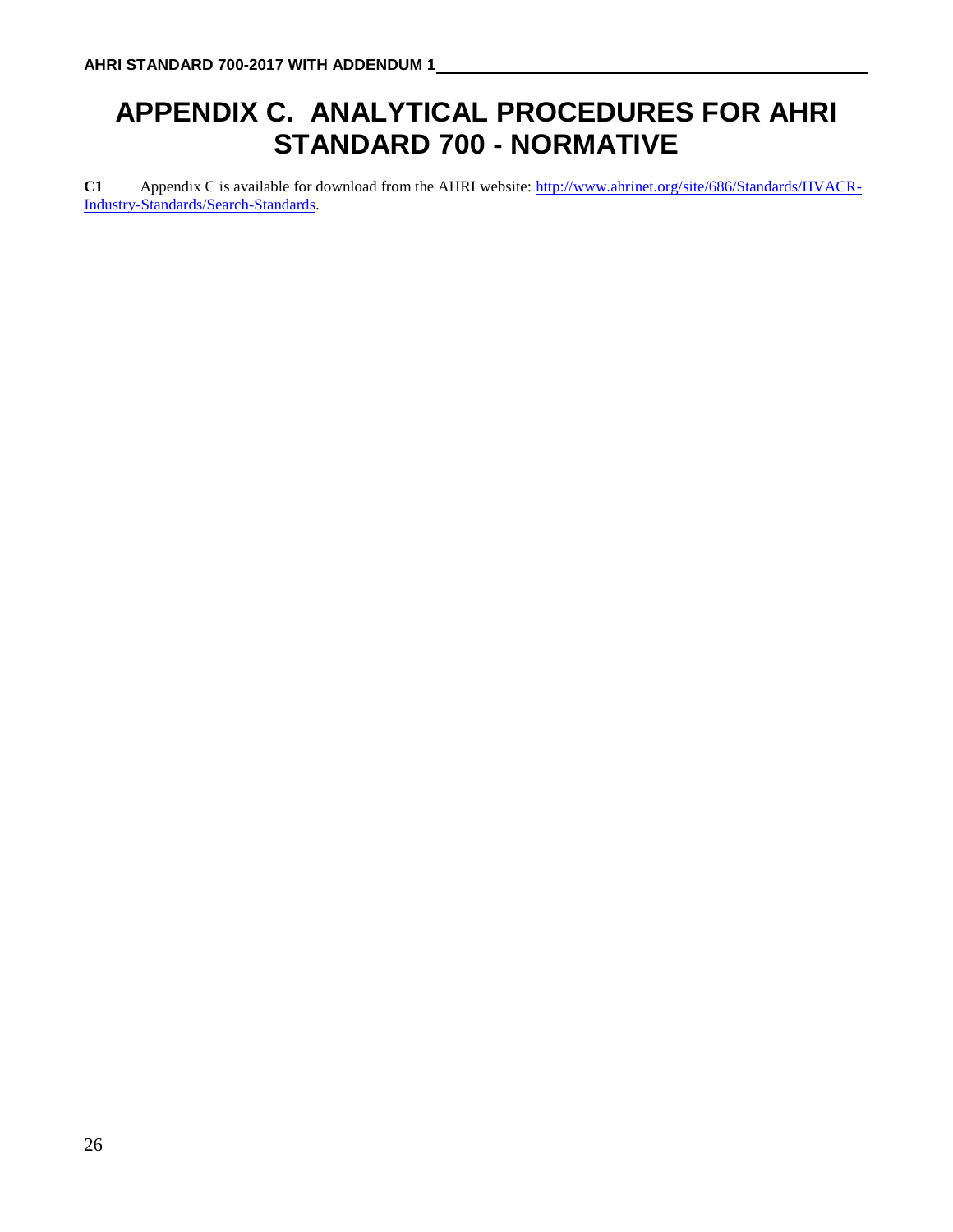# APPENDIX C. ANALYTICAL PROCEDURES FOR AHRI STANDARD 700 - NORMATIVE

**C1** Appendix C is available for download from the AHRI website: [http://www.ahrinet.org/site/686/Standards/HVACR-Industry-Standards/Search-Standards](http://www.ahrinet.org/site/686/Standards/HVACR-Industry-Standards/Search-Standards).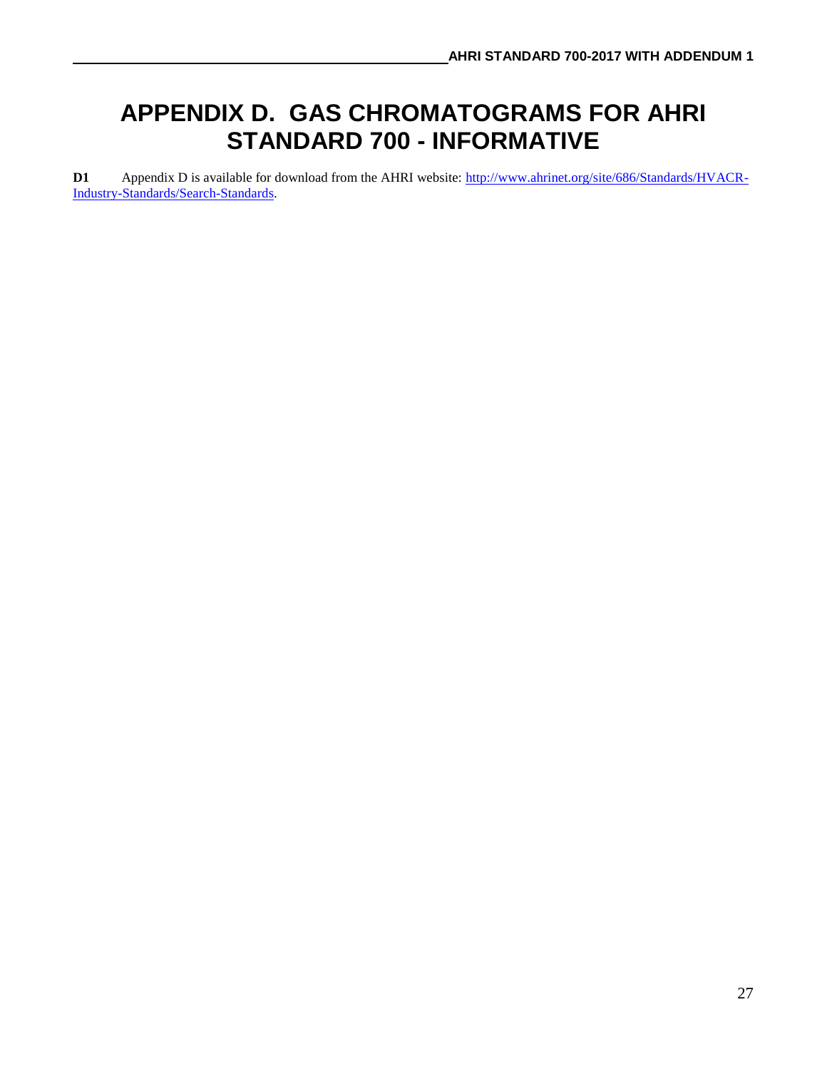# APPENDIX D. GAS CHROMATOGRAMS FOR AHRI STANDARD 700 - INFORMATIVE

**D1** Appendix D is available for download from the AHRI website: [http://www.ahrinet.org/site/686/Standards/HVACR-Industry-Standards/Search-Standards](http://www.ahrinet.org/site/686/Standards/HVACR-Industry-Standards/Search-Standards).